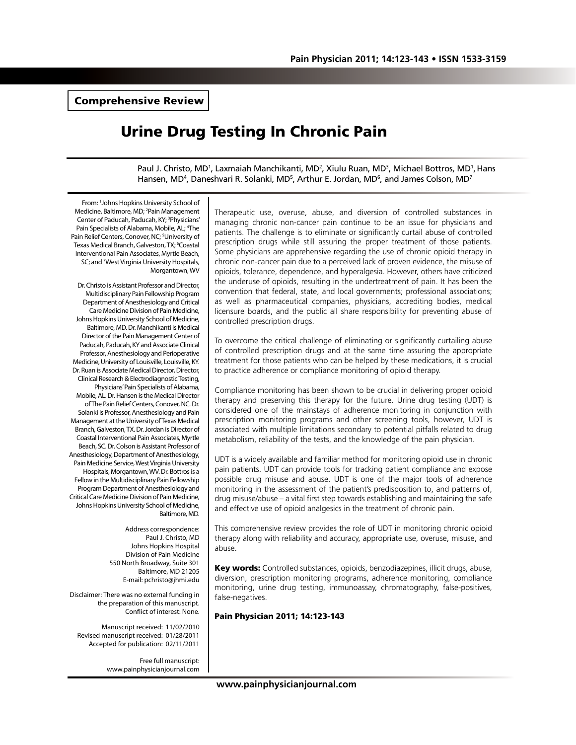Comprehensive Review

# Urine Drug Testing In Chronic Pain

Paul J. Christo, MD[1], Laxmaiah Manchikanti, MD[2], Xiulu Ruan, MD[3], Michael Bottros, MD[1], Hans Hansen, MD[4], Daneshvari R. Solanki, MD[5], Arthur E. Jordan, MD[6], and James Colson, MD[7]

From: [1]Johns Hopkins University School of Medicine, Baltimore, MD; [2]Pain Management Center of Paducah, Paducah, KY; [3]Physicians' Pain Specialists of Alabama, Mobile, AL; [4]The Pain Relief Centers, Conover, NC; [5]University of Texas Medical Branch, Galveston, TX; [6]Coastal Interventional Pain Associates, Myrtle Beach, SC; and [7]West Virginia University Hospitals, Morgantown, WV

Dr. Christo is Assistant Professor and Director, Multidisciplinary Pain Fellowship Program Department of Anesthesiology and Critical Care Medicine Division of Pain Medicine, Johns Hopkins University School of Medicine, Baltimore, MD. Dr. Manchikanti is Medical Director of the Pain Management Center of Paducah, Paducah, KY and Associate Clinical Professor, Anesthesiology and Perioperative Medicine, University of Louisville, Louisville, KY. Dr. Ruan is Associate Medical Director, Director, Clinical Research & Electrodiagnostic Testing, Physicians' Pain Specialists of Alabama, Mobile, AL. Dr. Hansen is the Medical Director of The Pain Relief Centers, Conover, NC. Dr. Solanki is Professor, Anesthesiology and Pain Management at the University of Texas Medical Branch, Galveston, TX. Dr. Jordan is Director of Coastal Interventional Pain Associates, Myrtle Beach, SC. Dr. Colson is Assistant Professor of Anesthesiology, Department of Anesthesiology, Pain Medicine Service, West Virginia University Hospitals, Morgantown, WV. Dr. Bottros is a Fellow in the Multidisciplinary Pain Fellowship Program Department of Anesthesiology and Critical Care Medicine Division of Pain Medicine, Johns Hopkins University School of Medicine, Baltimore, MD.

Address correspondence:
Paul J. Christo, MD
Johns Hopkins Hospital
Division of Pain Medicine
550 North Broadway, Suite 301
Baltimore, MD 21205
E-mail: pchristo@jhmi.edu

Disclaimer: There was no external funding in the preparation of this manuscript.
Conflict of interest: None.

Manuscript received: 11/02/2010
Revised manuscript received: 01/28/2011
Accepted for publication: 02/11/2011

Free full manuscript:
www.painphysicianjournal.com

Therapeutic use, overuse, abuse, and diversion of controlled substances in managing chronic non-cancer pain continue to be an issue for physicians and patients. The challenge is to eliminate or significantly curtail abuse of controlled prescription drugs while still assuring the proper treatment of those patients. Some physicians are apprehensive regarding the use of chronic opioid therapy in chronic non-cancer pain due to a perceived lack of proven evidence, the misuse of opioids, tolerance, dependence, and hyperalgesia. However, others have criticized the underuse of opioids, resulting in the undertreatment of pain. It has been the convention that federal, state, and local governments; professional associations; as well as pharmaceutical companies, physicians, accrediting bodies, medical licensure boards, and the public all share responsibility for preventing abuse of controlled prescription drugs.

To overcome the critical challenge of eliminating or significantly curtailing abuse of controlled prescription drugs and at the same time assuring the appropriate treatment for those patients who can be helped by these medications, it is crucial to practice adherence or compliance monitoring of opioid therapy.

Compliance monitoring has been shown to be crucial in delivering proper opioid therapy and preserving this therapy for the future. Urine drug testing (UDT) is considered one of the mainstays of adherence monitoring in conjunction with prescription monitoring programs and other screening tools, however, UDT is associated with multiple limitations secondary to potential pitfalls related to drug metabolism, reliability of the tests, and the knowledge of the pain physician.

UDT is a widely available and familiar method for monitoring opioid use in chronic pain patients. UDT can provide tools for tracking patient compliance and expose possible drug misuse and abuse. UDT is one of the major tools of adherence monitoring in the assessment of the patient's predisposition to, and patterns of, drug misuse/abuse – a vital first step towards establishing and maintaining the safe and effective use of opioid analgesics in the treatment of chronic pain.

This comprehensive review provides the role of UDT in monitoring chronic opioid therapy along with reliability and accuracy, appropriate use, overuse, misuse, and abuse.

**Key words:** Controlled substances, opioids, benzodiazepines, illicit drugs, abuse, diversion, prescription monitoring programs, adherence monitoring, compliance monitoring, urine drug testing, immunoassay, chromatography, false-positives, false-negatives.

**Pain Physician 2011; 14:123-143**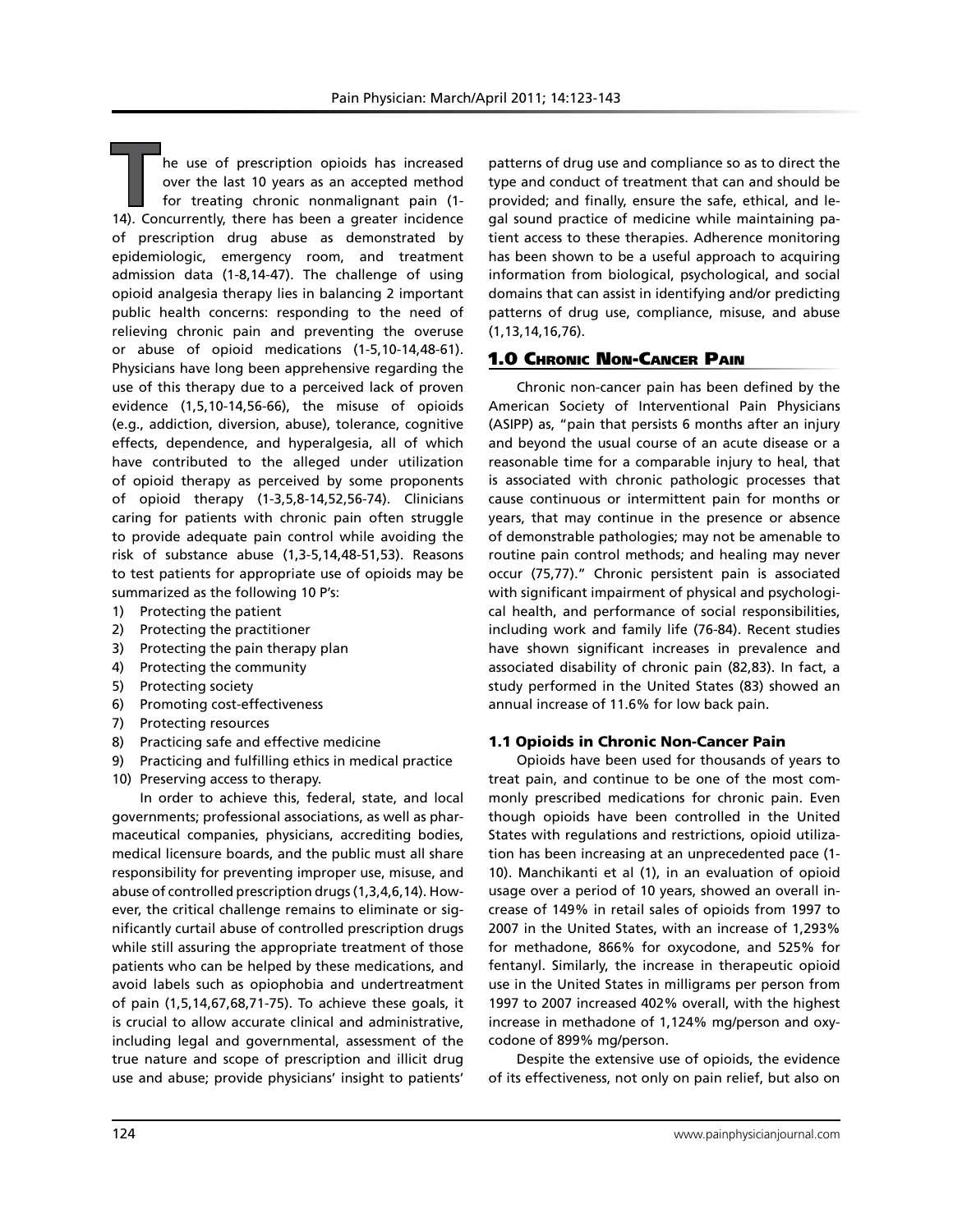The use of prescription opioids has increased over the last 10 years as an accepted method for treating chronic nonmalignant pain (1-14). Concurrently, there has been a greater incidence of prescription drug abuse as demonstrated by epidemiologic, emergency room, and treatment admission data (1-8,14-47). The challenge of using opioid analgesia therapy lies in balancing 2 important public health concerns: responding to the need of relieving chronic pain and preventing the overuse or abuse of opioid medications (1-5,10-14,48-61). Physicians have long been apprehensive regarding the use of this therapy due to a perceived lack of proven evidence (1,5,10-14,56-66), the misuse of opioids (e.g., addiction, diversion, abuse), tolerance, cognitive effects, dependence, and hyperalgesia, all of which have contributed to the alleged under utilization of opioid therapy as perceived by some proponents of opioid therapy (1-3,5,8-14,52,56-74). Clinicians caring for patients with chronic pain often struggle to provide adequate pain control while avoiding the risk of substance abuse (1,3-5,14,48-51,53). Reasons to test patients for appropriate use of opioids may be summarized as the following 10 P's:

1) Protecting the patient
2) Protecting the practitioner
3) Protecting the pain therapy plan
4) Protecting the community
5) Protecting society
6) Promoting cost-effectiveness
7) Protecting resources
8) Practicing safe and effective medicine
9) Practicing and fulfilling ethics in medical practice
10) Preserving access to therapy.

In order to achieve this, federal, state, and local governments; professional associations, as well as pharmaceutical companies, physicians, accrediting bodies, medical licensure boards, and the public must all share responsibility for preventing improper use, misuse, and abuse of controlled prescription drugs (1,3,4,6,14). However, the critical challenge remains to eliminate or significantly curtail abuse of controlled prescription drugs while still assuring the appropriate treatment of those patients who can be helped by these medications, and avoid labels such as opiophobia and undertreatment of pain (1,5,14,67,68,71-75). To achieve these goals, it is crucial to allow accurate clinical and administrative, including legal and governmental, assessment of the true nature and scope of prescription and illicit drug use and abuse; provide physicians' insight to patients' patterns of drug use and compliance so as to direct the type and conduct of treatment that can and should be provided; and finally, ensure the safe, ethical, and legal sound practice of medicine while maintaining patient access to these therapies. Adherence monitoring has been shown to be a useful approach to acquiring information from biological, psychological, and social domains that can assist in identifying and/or predicting patterns of drug use, compliance, misuse, and abuse (1,13,14,16,76).

## 1.0 Chronic Non-Cancer Pain

Chronic non-cancer pain has been defined by the American Society of Interventional Pain Physicians (ASIPP) as, "pain that persists 6 months after an injury and beyond the usual course of an acute disease or a reasonable time for a comparable injury to heal, that is associated with chronic pathologic processes that cause continuous or intermittent pain for months or years, that may continue in the presence or absence of demonstrable pathologies; may not be amenable to routine pain control methods; and healing may never occur (75,77)." Chronic persistent pain is associated with significant impairment of physical and psychological health, and performance of social responsibilities, including work and family life (76-84). Recent studies have shown significant increases in prevalence and associated disability of chronic pain (82,83). In fact, a study performed in the United States (83) showed an annual increase of 11.6% for low back pain.

### 1.1 Opioids in Chronic Non-Cancer Pain

Opioids have been used for thousands of years to treat pain, and continue to be one of the most commonly prescribed medications for chronic pain. Even though opioids have been controlled in the United States with regulations and restrictions, opioid utilization has been increasing at an unprecedented pace (1-10). Manchikanti et al (1), in an evaluation of opioid usage over a period of 10 years, showed an overall increase of 149% in retail sales of opioids from 1997 to 2007 in the United States, with an increase of 1,293% for methadone, 866% for oxycodone, and 525% for fentanyl. Similarly, the increase in therapeutic opioid use in the United States in milligrams per person from 1997 to 2007 increased 402% overall, with the highest increase in methadone of 1,124% mg/person and oxycodone of 899% mg/person.

Despite the extensive use of opioids, the evidence of its effectiveness, not only on pain relief, but also on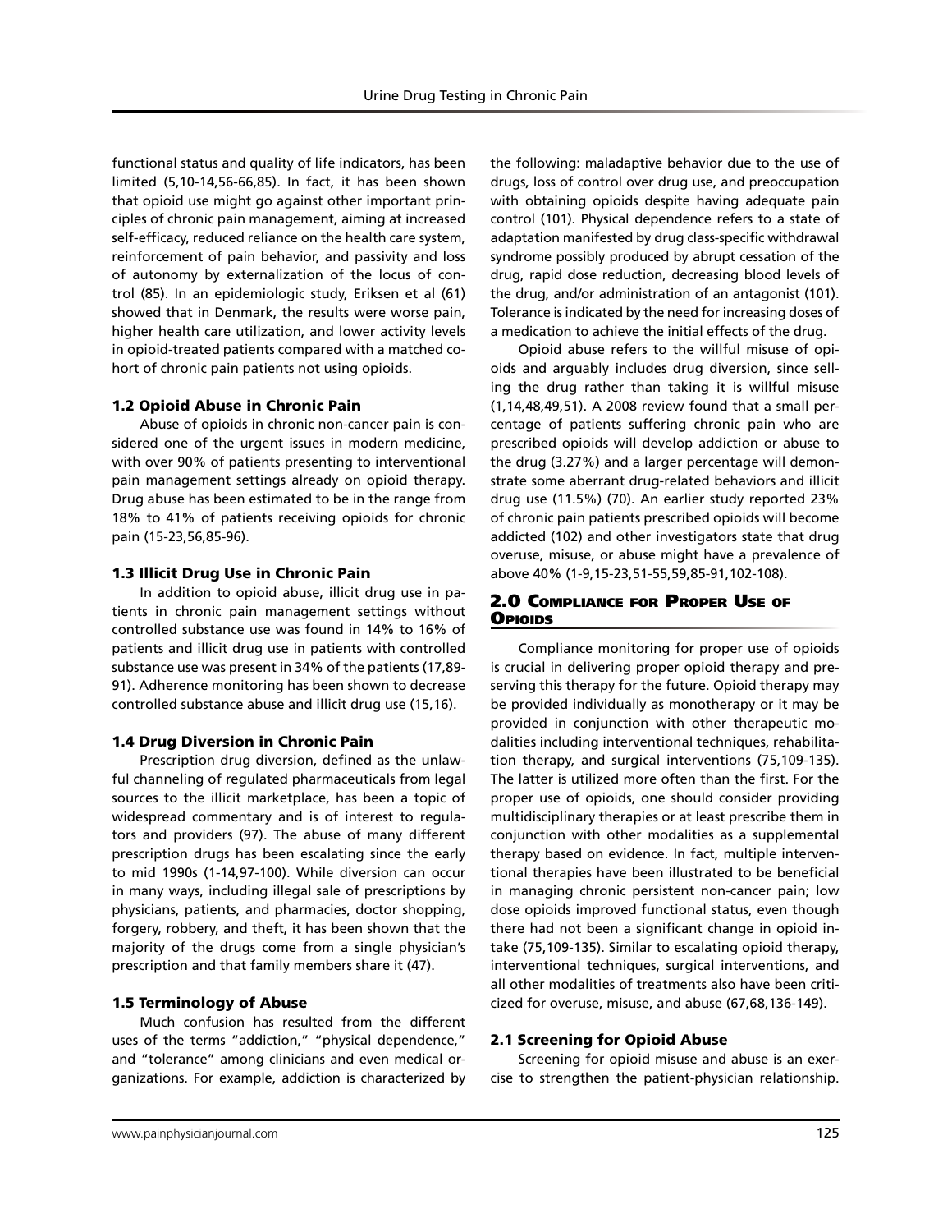functional status and quality of life indicators, has been limited (5,10-14,56-66,85). In fact, it has been shown that opioid use might go against other important principles of chronic pain management, aiming at increased self-efficacy, reduced reliance on the health care system, reinforcement of pain behavior, and passivity and loss of autonomy by externalization of the locus of control (85). In an epidemiologic study, Eriksen et al (61) showed that in Denmark, the results were worse pain, higher health care utilization, and lower activity levels in opioid-treated patients compared with a matched cohort of chronic pain patients not using opioids.

### 1.2 Opioid Abuse in Chronic Pain

Abuse of opioids in chronic non-cancer pain is considered one of the urgent issues in modern medicine, with over 90% of patients presenting to interventional pain management settings already on opioid therapy. Drug abuse has been estimated to be in the range from 18% to 41% of patients receiving opioids for chronic pain (15-23,56,85-96).

### 1.3 Illicit Drug Use in Chronic Pain

In addition to opioid abuse, illicit drug use in patients in chronic pain management settings without controlled substance use was found in 14% to 16% of patients and illicit drug use in patients with controlled substance use was present in 34% of the patients (17,89-91). Adherence monitoring has been shown to decrease controlled substance abuse and illicit drug use (15,16).

### 1.4 Drug Diversion in Chronic Pain

Prescription drug diversion, defined as the unlawful channeling of regulated pharmaceuticals from legal sources to the illicit marketplace, has been a topic of widespread commentary and is of interest to regulators and providers (97). The abuse of many different prescription drugs has been escalating since the early to mid 1990s (1-14,97-100). While diversion can occur in many ways, including illegal sale of prescriptions by physicians, patients, and pharmacies, doctor shopping, forgery, robbery, and theft, it has been shown that the majority of the drugs come from a single physician's prescription and that family members share it (47).

### 1.5 Terminology of Abuse

Much confusion has resulted from the different uses of the terms "addiction," "physical dependence," and "tolerance" among clinicians and even medical organizations. For example, addiction is characterized by the following: maladaptive behavior due to the use of drugs, loss of control over drug use, and preoccupation with obtaining opioids despite having adequate pain control (101). Physical dependence refers to a state of adaptation manifested by drug class-specific withdrawal syndrome possibly produced by abrupt cessation of the drug, rapid dose reduction, decreasing blood levels of the drug, and/or administration of an antagonist (101). Tolerance is indicated by the need for increasing doses of a medication to achieve the initial effects of the drug.

Opioid abuse refers to the willful misuse of opioids and arguably includes drug diversion, since selling the drug rather than taking it is willful misuse (1,14,48,49,51). A 2008 review found that a small percentage of patients suffering chronic pain who are prescribed opioids will develop addiction or abuse to the drug (3.27%) and a larger percentage will demonstrate some aberrant drug-related behaviors and illicit drug use (11.5%) (70). An earlier study reported 23% of chronic pain patients prescribed opioids will become addicted (102) and other investigators state that drug overuse, misuse, or abuse might have a prevalence of above 40% (1-9,15-23,51-55,59,85-91,102-108).

## 2.0 Compliance for Proper Use of Opioids

Compliance monitoring for proper use of opioids is crucial in delivering proper opioid therapy and preserving this therapy for the future. Opioid therapy may be provided individually as monotherapy or it may be provided in conjunction with other therapeutic modalities including interventional techniques, rehabilitation therapy, and surgical interventions (75,109-135). The latter is utilized more often than the first. For the proper use of opioids, one should consider providing multidisciplinary therapies or at least prescribe them in conjunction with other modalities as a supplemental therapy based on evidence. In fact, multiple interventional therapies have been illustrated to be beneficial in managing chronic persistent non-cancer pain; low dose opioids improved functional status, even though there had not been a significant change in opioid intake (75,109-135). Similar to escalating opioid therapy, interventional techniques, surgical interventions, and all other modalities of treatments also have been criticized for overuse, misuse, and abuse (67,68,136-149).

### 2.1 Screening for Opioid Abuse

Screening for opioid misuse and abuse is an exercise to strengthen the patient-physician relationship.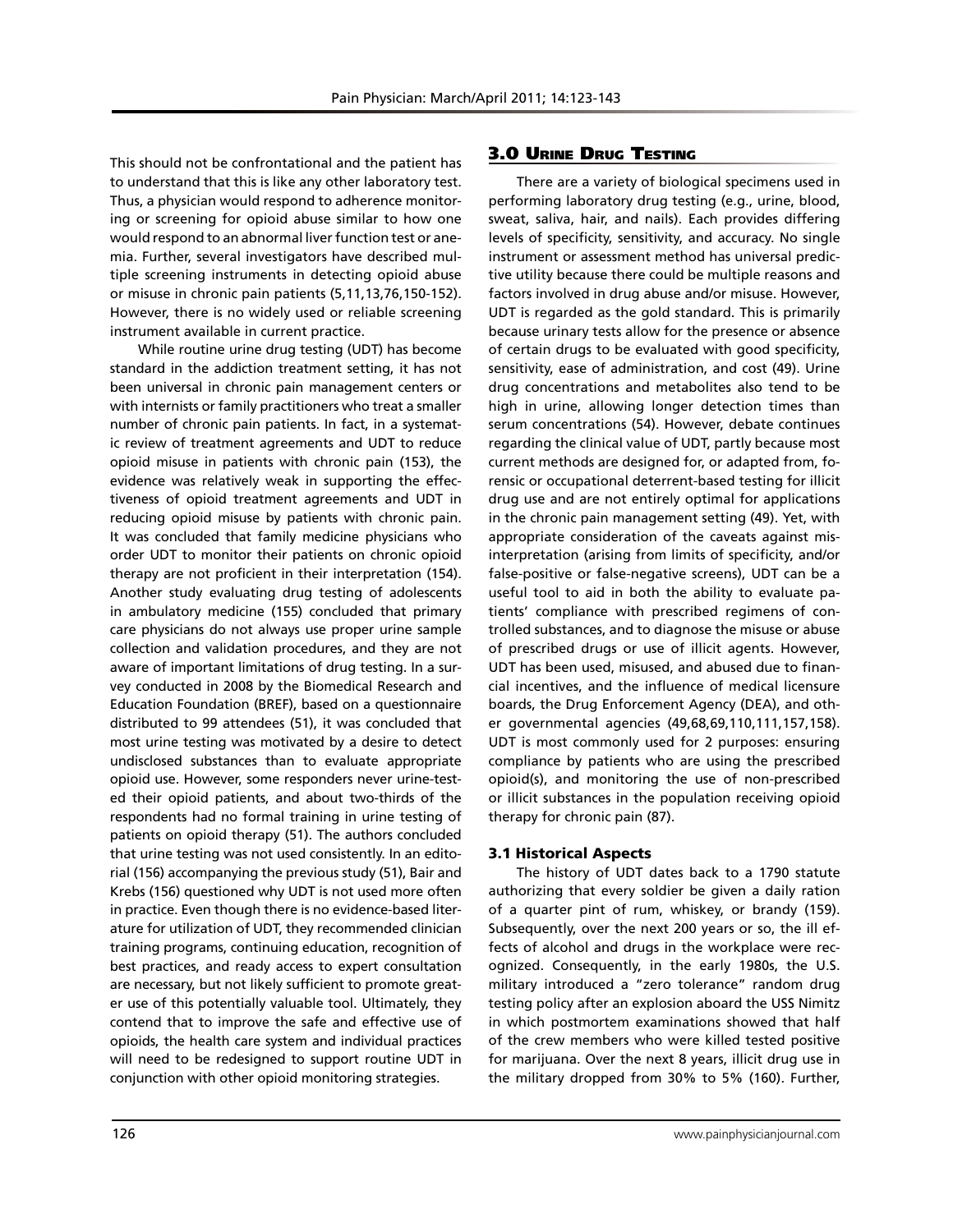This should not be confrontational and the patient has to understand that this is like any other laboratory test. Thus, a physician would respond to adherence monitoring or screening for opioid abuse similar to how one would respond to an abnormal liver function test or anemia. Further, several investigators have described multiple screening instruments in detecting opioid abuse or misuse in chronic pain patients (5,11,13,76,150-152). However, there is no widely used or reliable screening instrument available in current practice.

While routine urine drug testing (UDT) has become standard in the addiction treatment setting, it has not been universal in chronic pain management centers or with internists or family practitioners who treat a smaller number of chronic pain patients. In fact, in a systematic review of treatment agreements and UDT to reduce opioid misuse in patients with chronic pain (153), the evidence was relatively weak in supporting the effectiveness of opioid treatment agreements and UDT in reducing opioid misuse by patients with chronic pain. It was concluded that family medicine physicians who order UDT to monitor their patients on chronic opioid therapy are not proficient in their interpretation (154). Another study evaluating drug testing of adolescents in ambulatory medicine (155) concluded that primary care physicians do not always use proper urine sample collection and validation procedures, and they are not aware of important limitations of drug testing. In a survey conducted in 2008 by the Biomedical Research and Education Foundation (BREF), based on a questionnaire distributed to 99 attendees (51), it was concluded that most urine testing was motivated by a desire to detect undisclosed substances than to evaluate appropriate opioid use. However, some responders never urine-tested their opioid patients, and about two-thirds of the respondents had no formal training in urine testing of patients on opioid therapy (51). The authors concluded that urine testing was not used consistently. In an editorial (156) accompanying the previous study (51), Bair and Krebs (156) questioned why UDT is not used more often in practice. Even though there is no evidence-based literature for utilization of UDT, they recommended clinician training programs, continuing education, recognition of best practices, and ready access to expert consultation are necessary, but not likely sufficient to promote greater use of this potentially valuable tool. Ultimately, they contend that to improve the safe and effective use of opioids, the health care system and individual practices will need to be redesigned to support routine UDT in conjunction with other opioid monitoring strategies.

## 3.0 Urine Drug Testing

There are a variety of biological specimens used in performing laboratory drug testing (e.g., urine, blood, sweat, saliva, hair, and nails). Each provides differing levels of specificity, sensitivity, and accuracy. No single instrument or assessment method has universal predictive utility because there could be multiple reasons and factors involved in drug abuse and/or misuse. However, UDT is regarded as the gold standard. This is primarily because urinary tests allow for the presence or absence of certain drugs to be evaluated with good specificity, sensitivity, ease of administration, and cost (49). Urine drug concentrations and metabolites also tend to be high in urine, allowing longer detection times than serum concentrations (54). However, debate continues regarding the clinical value of UDT, partly because most current methods are designed for, or adapted from, forensic or occupational deterrent-based testing for illicit drug use and are not entirely optimal for applications in the chronic pain management setting (49). Yet, with appropriate consideration of the caveats against misinterpretation (arising from limits of specificity, and/or false-positive or false-negative screens), UDT can be a useful tool to aid in both the ability to evaluate patients' compliance with prescribed regimens of controlled substances, and to diagnose the misuse or abuse of prescribed drugs or use of illicit agents. However, UDT has been used, misused, and abused due to financial incentives, and the influence of medical licensure boards, the Drug Enforcement Agency (DEA), and other governmental agencies (49,68,69,110,111,157,158). UDT is most commonly used for 2 purposes: ensuring compliance by patients who are using the prescribed opioid(s), and monitoring the use of non-prescribed or illicit substances in the population receiving opioid therapy for chronic pain (87).

### 3.1 Historical Aspects

The history of UDT dates back to a 1790 statute authorizing that every soldier be given a daily ration of a quarter pint of rum, whiskey, or brandy (159). Subsequently, over the next 200 years or so, the ill effects of alcohol and drugs in the workplace were recognized. Consequently, in the early 1980s, the U.S. military introduced a "zero tolerance" random drug testing policy after an explosion aboard the USS Nimitz in which postmortem examinations showed that half of the crew members who were killed tested positive for marijuana. Over the next 8 years, illicit drug use in the military dropped from 30% to 5% (160). Further,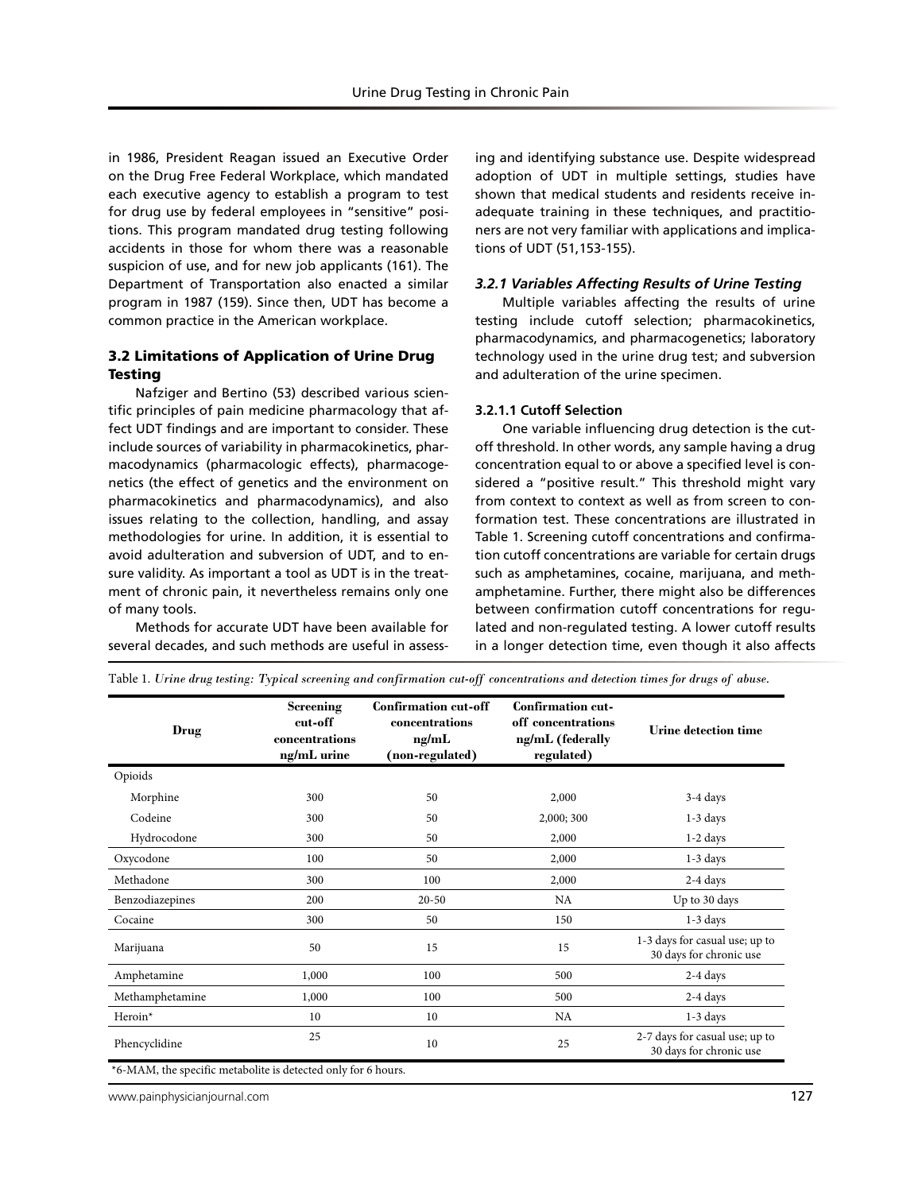in 1986, President Reagan issued an Executive Order on the Drug Free Federal Workplace, which mandated each executive agency to establish a program to test for drug use by federal employees in "sensitive" positions. This program mandated drug testing following accidents in those for whom there was a reasonable suspicion of use, and for new job applicants (161). The Department of Transportation also enacted a similar program in 1987 (159). Since then, UDT has become a common practice in the American workplace.

## 3.2 Limitations of Application of Urine Drug Testing

Nafziger and Bertino (53) described various scientific principles of pain medicine pharmacology that affect UDT findings and are important to consider. These include sources of variability in pharmacokinetics, pharmacodynamics (pharmacologic effects), pharmacogenetics (the effect of genetics and the environment on pharmacokinetics and pharmacodynamics), and also issues relating to the collection, handling, and assay methodologies for urine. In addition, it is essential to avoid adulteration and subversion of UDT, and to ensure validity. As important a tool as UDT is in the treatment of chronic pain, it nevertheless remains only one of many tools.

Methods for accurate UDT have been available for several decades, and such methods are useful in assessing and identifying substance use. Despite widespread adoption of UDT in multiple settings, studies have shown that medical students and residents receive inadequate training in these techniques, and practitioners are not very familiar with applications and implications of UDT (51,153-155).

### *3.2.1 Variables Affecting Results of Urine Testing*

Multiple variables affecting the results of urine testing include cutoff selection; pharmacokinetics, pharmacodynamics, and pharmacogenetics; laboratory technology used in the urine drug test; and subversion and adulteration of the urine specimen.

#### 3.2.1.1 Cutoff Selection

One variable influencing drug detection is the cutoff threshold. In other words, any sample having a drug concentration equal to or above a specified level is considered a "positive result." This threshold might vary from context to context as well as from screen to confirmation test. These concentrations are illustrated in Table 1. Screening cutoff concentrations and confirmation cutoff concentrations are variable for certain drugs such as amphetamines, cocaine, marijuana, and methamphetamine. Further, there might also be differences between confirmation cutoff concentrations for regulated and non-regulated testing. A lower cutoff results in a longer detection time, even though it also affects

Table 1. *Urine drug testing: Typical screening and confirmation cut-off concentrations and detection times for drugs of abuse.*

| Drug | Screening cut-off concentrations ng/mL urine | Confirmation cut-off concentrations ng/mL (non-regulated) | Confirmation cut-off concentrations ng/mL (federally regulated) | Urine detection time |
|---|---|---|---|---|
| Opioids | | | | |
| Morphine | 300 | 50 | 2,000 | 3-4 days |
| Codeine | 300 | 50 | 2,000; 300 | 1-3 days |
| Hydrocodone | 300 | 50 | 2,000 | 1-2 days |
| Oxycodone | 100 | 50 | 2,000 | 1-3 days |
| Methadone | 300 | 100 | 2,000 | 2-4 days |
| Benzodiazepines | 200 | 20-50 | NA | Up to 30 days |
| Cocaine | 300 | 50 | 150 | 1-3 days |
| Marijuana | 50 | 15 | 15 | 1-3 days for casual use; up to 30 days for chronic use |
| Amphetamine | 1,000 | 100 | 500 | 2-4 days |
| Methamphetamine | 1,000 | 100 | 500 | 2-4 days |
| Heroin* | 10 | 10 | NA | 1-3 days |
| Phencyclidine | 25 | 10 | 25 | 2-7 days for casual use; up to 30 days for chronic use |

*6-MAM, the specific metabolite is detected only for 6 hours.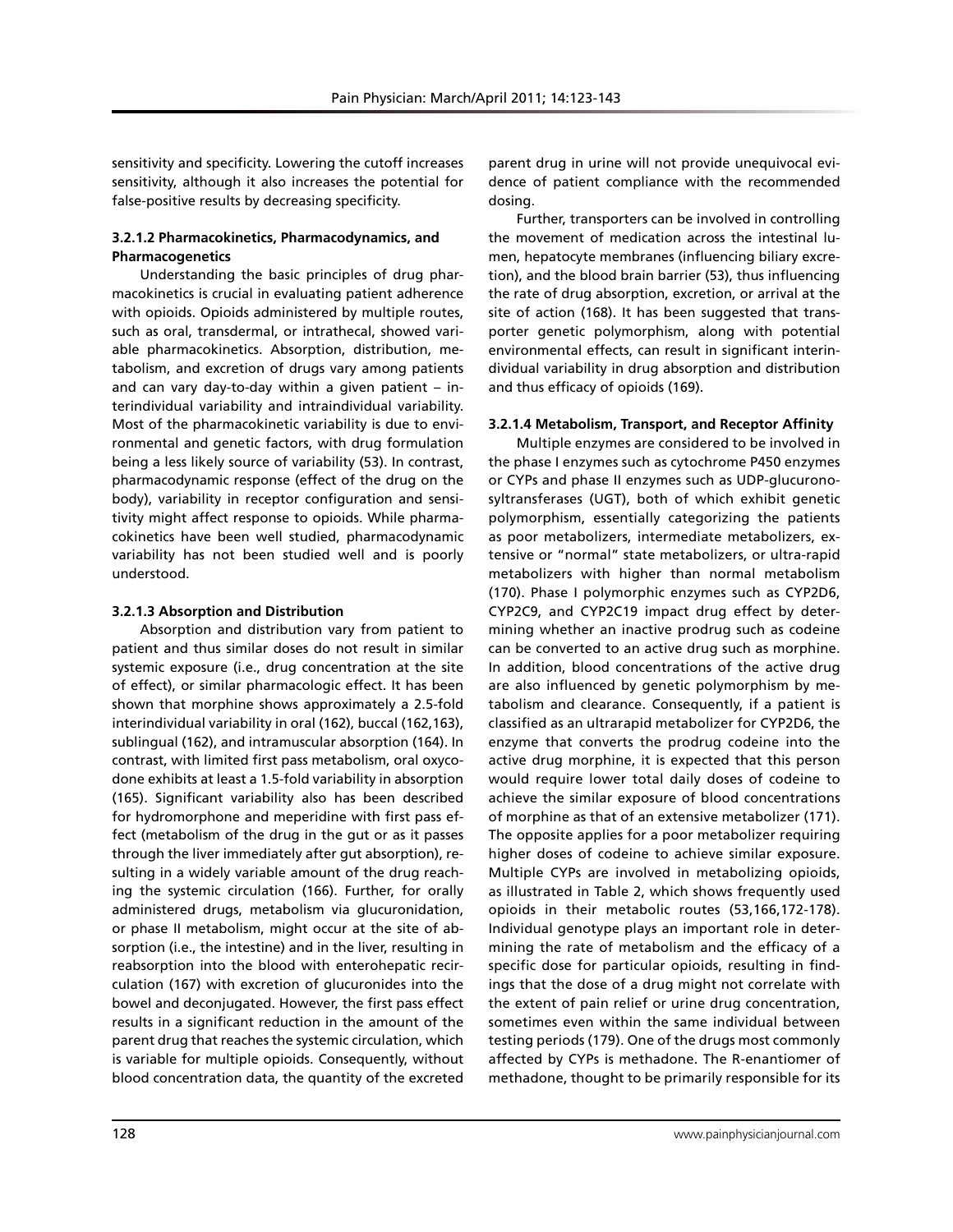sensitivity and specificity. Lowering the cutoff increases sensitivity, although it also increases the potential for false-positive results by decreasing specificity.

### 3.2.1.2 Pharmacokinetics, Pharmacodynamics, and Pharmacogenetics

Understanding the basic principles of drug pharmacokinetics is crucial in evaluating patient adherence with opioids. Opioids administered by multiple routes, such as oral, transdermal, or intrathecal, showed variable pharmacokinetics. Absorption, distribution, metabolism, and excretion of drugs vary among patients and can vary day-to-day within a given patient – interindividual variability and intraindividual variability. Most of the pharmacokinetic variability is due to environmental and genetic factors, with drug formulation being a less likely source of variability (53). In contrast, pharmacodynamic response (effect of the drug on the body), variability in receptor configuration and sensitivity might affect response to opioids. While pharmacokinetics have been well studied, pharmacodynamic variability has not been studied well and is poorly understood.

### 3.2.1.3 Absorption and Distribution

Absorption and distribution vary from patient to patient and thus similar doses do not result in similar systemic exposure (i.e., drug concentration at the site of effect), or similar pharmacologic effect. It has been shown that morphine shows approximately a 2.5-fold interindividual variability in oral (162), buccal (162,163), sublingual (162), and intramuscular absorption (164). In contrast, with limited first pass metabolism, oral oxycodone exhibits at least a 1.5-fold variability in absorption (165). Significant variability also has been described for hydromorphone and meperidine with first pass effect (metabolism of the drug in the gut or as it passes through the liver immediately after gut absorption), resulting in a widely variable amount of the drug reaching the systemic circulation (166). Further, for orally administered drugs, metabolism via glucuronidation, or phase II metabolism, might occur at the site of absorption (i.e., the intestine) and in the liver, resulting in reabsorption into the blood with enterohepatic recirculation (167) with excretion of glucuronides into the bowel and deconjugated. However, the first pass effect results in a significant reduction in the amount of the parent drug that reaches the systemic circulation, which is variable for multiple opioids. Consequently, without blood concentration data, the quantity of the excreted parent drug in urine will not provide unequivocal evidence of patient compliance with the recommended dosing.

Further, transporters can be involved in controlling the movement of medication across the intestinal lumen, hepatocyte membranes (influencing biliary excretion), and the blood brain barrier (53), thus influencing the rate of drug absorption, excretion, or arrival at the site of action (168). It has been suggested that transporter genetic polymorphism, along with potential environmental effects, can result in significant interindividual variability in drug absorption and distribution and thus efficacy of opioids (169).

### 3.2.1.4 Metabolism, Transport, and Receptor Affinity

Multiple enzymes are considered to be involved in the phase I enzymes such as cytochrome P450 enzymes or CYPs and phase II enzymes such as UDP-glucuronosyltransferases (UGT), both of which exhibit genetic polymorphism, essentially categorizing the patients as poor metabolizers, intermediate metabolizers, extensive or "normal" state metabolizers, or ultra-rapid metabolizers with higher than normal metabolism (170). Phase I polymorphic enzymes such as CYP2D6, CYP2C9, and CYP2C19 impact drug effect by determining whether an inactive prodrug such as codeine can be converted to an active drug such as morphine. In addition, blood concentrations of the active drug are also influenced by genetic polymorphism by metabolism and clearance. Consequently, if a patient is classified as an ultrarapid metabolizer for CYP2D6, the enzyme that converts the prodrug codeine into the active drug morphine, it is expected that this person would require lower total daily doses of codeine to achieve the similar exposure of blood concentrations of morphine as that of an extensive metabolizer (171). The opposite applies for a poor metabolizer requiring higher doses of codeine to achieve similar exposure. Multiple CYPs are involved in metabolizing opioids, as illustrated in Table 2, which shows frequently used opioids in their metabolic routes (53,166,172-178). Individual genotype plays an important role in determining the rate of metabolism and the efficacy of a specific dose for particular opioids, resulting in findings that the dose of a drug might not correlate with the extent of pain relief or urine drug concentration, sometimes even within the same individual between testing periods (179). One of the drugs most commonly affected by CYPs is methadone. The R-enantiomer of methadone, thought to be primarily responsible for its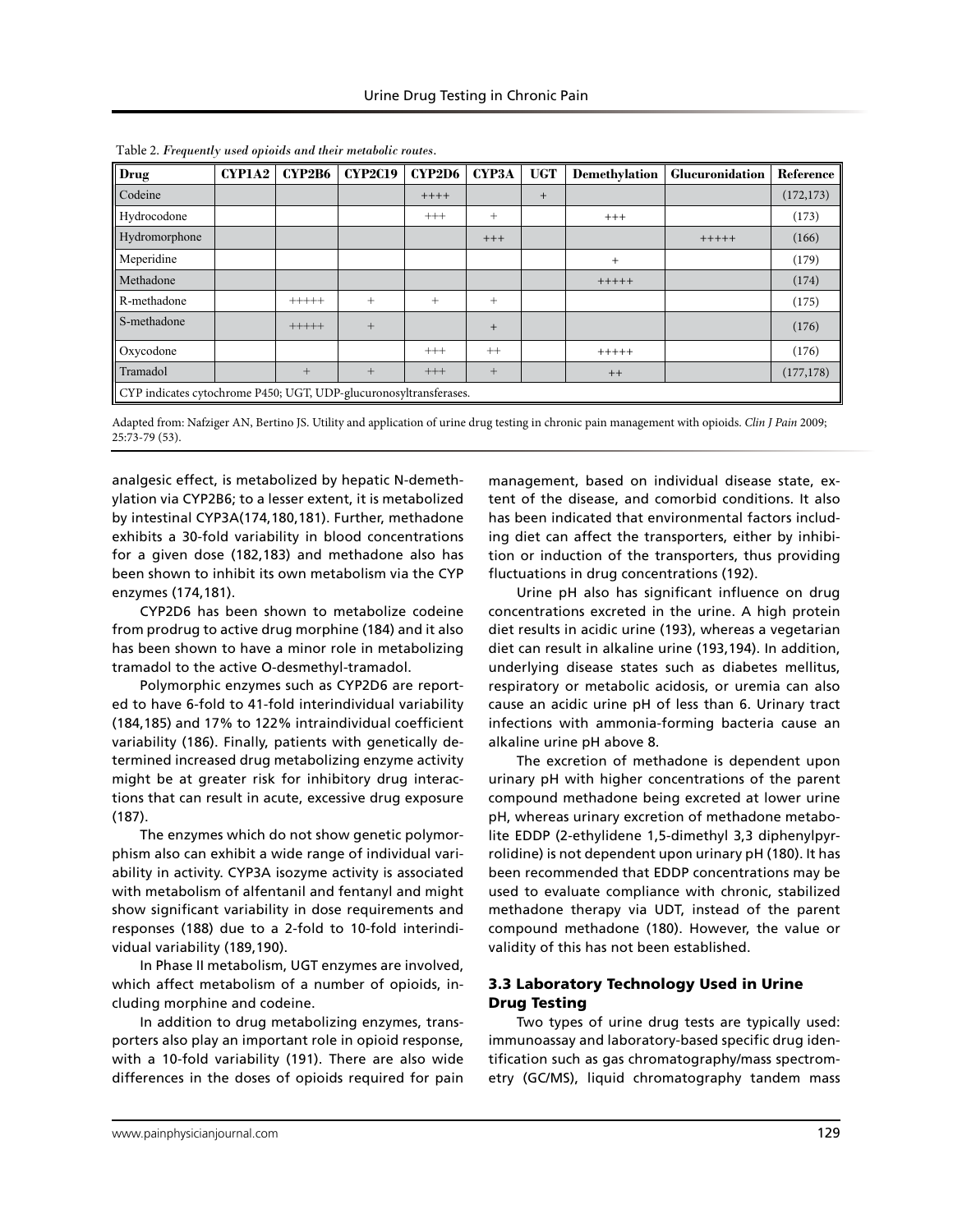Table 2. *Frequently used opioids and their metabolic routes.*

| Drug | CYP1A2 | CYP2B6 | CYP2C19 | CYP2D6 | CYP3A | UGT | Demethylation | Glucuronidation | Reference |
|---|---|---|---|---|---|---|---|---|---|
| Codeine | | | | ++++ | | + | | | (172,173) |
| Hydrocodone | | | | +++ | + | | +++ | | (173) |
| Hydromorphone | | | | | +++ | | | +++++ | (166) |
| Meperidine | | | | | | | + | | (179) |
| Methadone | | | | | | | +++++ | | (174) |
| R-methadone | | +++++ | + | + | + | | | | (175) |
| S-methadone | | +++++ | + | | + | | | | (176) |
| Oxycodone | | | | +++ | ++ | | +++++ | | (176) |
| Tramadol | | + | + | +++ | + | | ++ | | (177,178) |
| CYP indicates cytochrome P450; UGT, UDP-glucuronosyltransferases. | | | | | | | | | |

Adapted from: Nafziger AN, Bertino JS. Utility and application of urine drug testing in chronic pain management with opioids. *Clin J Pain* 2009; 25:73-79 (53).

analgesic effect, is metabolized by hepatic N-demethylation via CYP2B6; to a lesser extent, it is metabolized by intestinal CYP3A(174,180,181). Further, methadone exhibits a 30-fold variability in blood concentrations for a given dose (182,183) and methadone also has been shown to inhibit its own metabolism via the CYP enzymes (174,181).

CYP2D6 has been shown to metabolize codeine from prodrug to active drug morphine (184) and it also has been shown to have a minor role in metabolizing tramadol to the active O-desmethyl-tramadol.

Polymorphic enzymes such as CYP2D6 are reported to have 6-fold to 41-fold interindividual variability (184,185) and 17% to 122% intraindividual coefficient variability (186). Finally, patients with genetically determined increased drug metabolizing enzyme activity might be at greater risk for inhibitory drug interactions that can result in acute, excessive drug exposure (187).

The enzymes which do not show genetic polymorphism also can exhibit a wide range of individual variability in activity. CYP3A isozyme activity is associated with metabolism of alfentanil and fentanyl and might show significant variability in dose requirements and responses (188) due to a 2-fold to 10-fold interindividual variability (189,190).

In Phase II metabolism, UGT enzymes are involved, which affect metabolism of a number of opioids, including morphine and codeine.

In addition to drug metabolizing enzymes, transporters also play an important role in opioid response, with a 10-fold variability (191). There are also wide differences in the doses of opioids required for pain management, based on individual disease state, extent of the disease, and comorbid conditions. It also has been indicated that environmental factors including diet can affect the transporters, either by inhibition or induction of the transporters, thus providing fluctuations in drug concentrations (192).

Urine pH also has significant influence on drug concentrations excreted in the urine. A high protein diet results in acidic urine (193), whereas a vegetarian diet can result in alkaline urine (193,194). In addition, underlying disease states such as diabetes mellitus, respiratory or metabolic acidosis, or uremia can also cause an acidic urine pH of less than 6. Urinary tract infections with ammonia-forming bacteria cause an alkaline urine pH above 8.

The excretion of methadone is dependent upon urinary pH with higher concentrations of the parent compound methadone being excreted at lower urine pH, whereas urinary excretion of methadone metabolite EDDP (2-ethylidene 1,5-dimethyl 3,3 diphenylpyrrolidine) is not dependent upon urinary pH (180). It has been recommended that EDDP concentrations may be used to evaluate compliance with chronic, stabilized methadone therapy via UDT, instead of the parent compound methadone (180). However, the value or validity of this has not been established.

### 3.3 Laboratory Technology Used in Urine Drug Testing

Two types of urine drug tests are typically used: immunoassay and laboratory-based specific drug identification such as gas chromatography/mass spectrometry (GC/MS), liquid chromatography tandem mass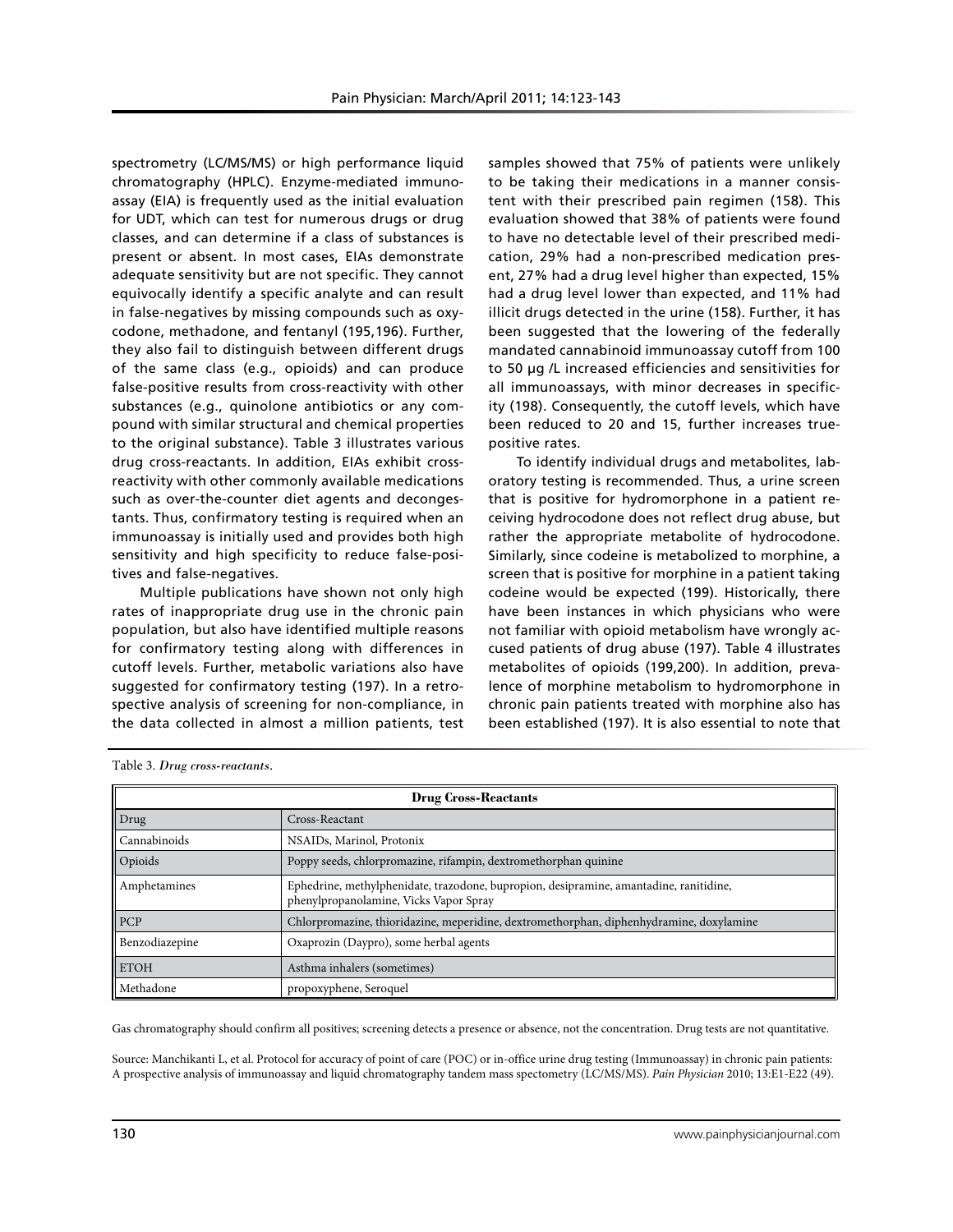spectrometry (LC/MS/MS) or high performance liquid chromatography (HPLC). Enzyme-mediated immunoassay (EIA) is frequently used as the initial evaluation for UDT, which can test for numerous drugs or drug classes, and can determine if a class of substances is present or absent. In most cases, EIAs demonstrate adequate sensitivity but are not specific. They cannot equivocally identify a specific analyte and can result in false-negatives by missing compounds such as oxycodone, methadone, and fentanyl (195,196). Further, they also fail to distinguish between different drugs of the same class (e.g., opioids) and can produce false-positive results from cross-reactivity with other substances (e.g., quinolone antibiotics or any compound with similar structural and chemical properties to the original substance). Table 3 illustrates various drug cross-reactants. In addition, EIAs exhibit cross-reactivity with other commonly available medications such as over-the-counter diet agents and decongestants. Thus, confirmatory testing is required when an immunoassay is initially used and provides both high sensitivity and high specificity to reduce false-positives and false-negatives.

Multiple publications have shown not only high rates of inappropriate drug use in the chronic pain population, but also have identified multiple reasons for confirmatory testing along with differences in cutoff levels. Further, metabolic variations also have suggested for confirmatory testing (197). In a retrospective analysis of screening for non-compliance, in the data collected in almost a million patients, test samples showed that 75% of patients were unlikely to be taking their medications in a manner consistent with their prescribed pain regimen (158). This evaluation showed that 38% of patients were found to have no detectable level of their prescribed medication, 29% had a non-prescribed medication present, 27% had a drug level higher than expected, 15% had a drug level lower than expected, and 11% had illicit drugs detected in the urine (158). Further, it has been suggested that the lowering of the federally mandated cannabinoid immunoassay cutoff from 100 to 50 µg /L increased efficiencies and sensitivities for all immunoassays, with minor decreases in specificity (198). Consequently, the cutoff levels, which have been reduced to 20 and 15, further increases true-positive rates.

To identify individual drugs and metabolites, laboratory testing is recommended. Thus, a urine screen that is positive for hydromorphone in a patient receiving hydrocodone does not reflect drug abuse, but rather the appropriate metabolite of hydrocodone. Similarly, since codeine is metabolized to morphine, a screen that is positive for morphine in a patient taking codeine would be expected (199). Historically, there have been instances in which physicians who were not familiar with opioid metabolism have wrongly accused patients of drug abuse (197). Table 4 illustrates metabolites of opioids (199,200). In addition, prevalence of morphine metabolism to hydromorphone in chronic pain patients treated with morphine also has been established (197). It is also essential to note that

Table 3. *Drug cross-reactants.*

| **Drug Cross-Reactants** | |
|---|---|
| Drug | Cross-Reactant |
| Cannabinoids | NSAIDs, Marinol, Protonix |
| Opioids | Poppy seeds, chlorpromazine, rifampin, dextromethorphan quinine |
| Amphetamines | Ephedrine, methylphenidate, trazodone, bupropion, desipramine, amantadine, ranitidine, phenylpropanolamine, Vicks Vapor Spray |
| PCP | Chlorpromazine, thioridazine, meperidine, dextromethorphan, diphenhydramine, doxylamine |
| Benzodiazepine | Oxaprozin (Daypro), some herbal agents |
| ETOH | Asthma inhalers (sometimes) |
| Methadone | propoxyphene, Seroquel |

Gas chromatography should confirm all positives; screening detects a presence or absence, not the concentration. Drug tests are not quantitative.

Source: Manchikanti L, et al. Protocol for accuracy of point of care (POC) or in-office urine drug testing (Immunoassay) in chronic pain patients: A prospective analysis of immunoassay and liquid chromatography tandem mass spectometry (LC/MS/MS). *Pain Physician* 2010; 13:E1-E22 (49).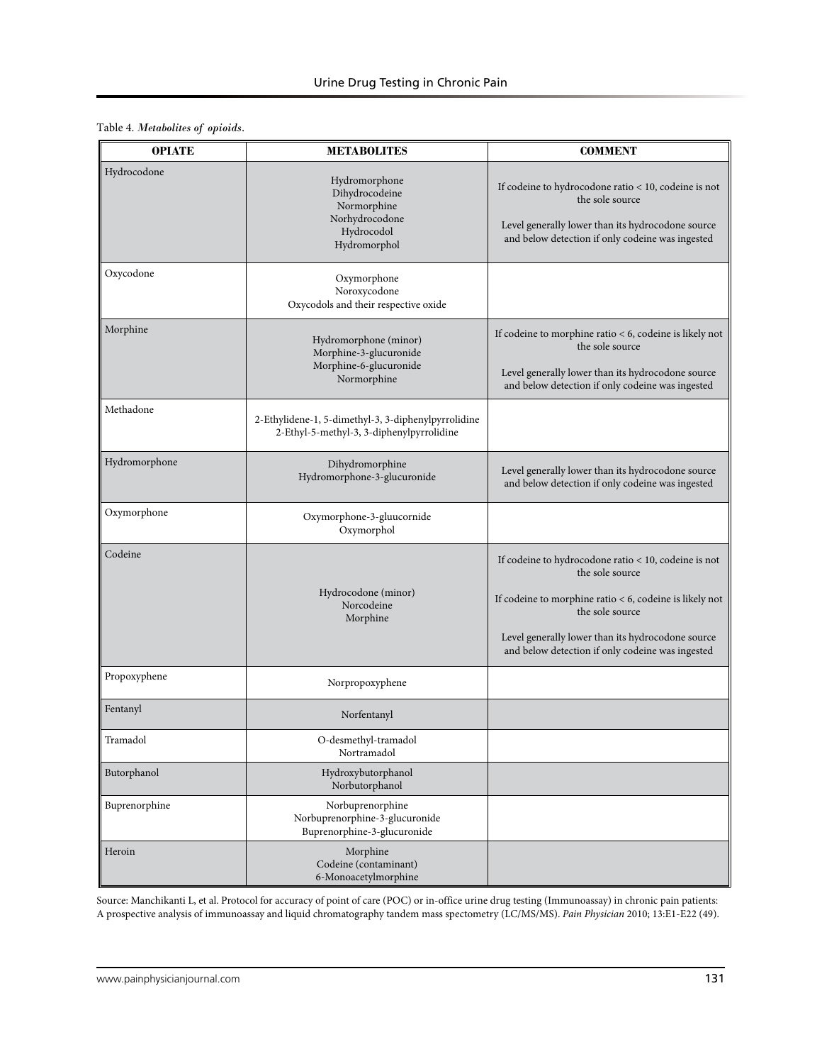Table 4. *Metabolites of opioids.*

| OPIATE | METABOLITES | COMMENT |
|---|---|---|
| Hydrocodone | Hydromorphone<br>Dihydrocodeine<br>Normorphine<br>Norhydrocodone<br>Hydrocodol<br>Hydromorphol | If codeine to hydrocodone ratio < 10, codeine is not the sole source<br><br>Level generally lower than its hydrocodone source and below detection if only codeine was ingested |
| Oxycodone | Oxymorphone<br>Noroxycodone<br>Oxycodols and their respective oxide | |
| Morphine | Hydromorphone (minor)<br>Morphine-3-glucuronide<br>Morphine-6-glucuronide<br>Normorphine | If codeine to morphine ratio < 6, codeine is likely not the sole source<br><br>Level generally lower than its hydrocodone source and below detection if only codeine was ingested |
| Methadone | 2-Ethylidene-1, 5-dimethyl-3, 3-diphenylpyrrolidine<br>2-Ethyl-5-methyl-3, 3-diphenylpyrrolidine | |
| Hydromorphone | Dihydromorphine<br>Hydromorphone-3-glucuronide | Level generally lower than its hydrocodone source and below detection if only codeine was ingested |
| Oxymorphone | Oxymorphone-3-gluucornide<br>Oxymorphol | |
| Codeine | Hydrocodone (minor)<br>Norcodeine<br>Morphine | If codeine to hydrocodone ratio < 10, codeine is not the sole source<br><br>If codeine to morphine ratio < 6, codeine is likely not the sole source<br><br>Level generally lower than its hydrocodone source and below detection if only codeine was ingested |
| Propoxyphene | Norpropoxyphene | |
| Fentanyl | Norfentanyl | |
| Tramadol | O-desmethyl-tramadol<br>Nortramadol | |
| Butorphanol | Hydroxybutorphanol<br>Norbutorphanol | |
| Buprenorphine | Norbuprenorphine<br>Norbuprenorphine-3-glucuronide<br>Buprenorphine-3-glucuronide | |
| Heroin | Morphine<br>Codeine (contaminant)<br>6-Monoacetylmorphine | |

Source: Manchikanti L, et al. Protocol for accuracy of point of care (POC) or in-office urine drug testing (Immunoassay) in chronic pain patients: A prospective analysis of immunoassay and liquid chromatography tandem mass spectometry (LC/MS/MS). *Pain Physician* 2010; 13:E1-E22 (49).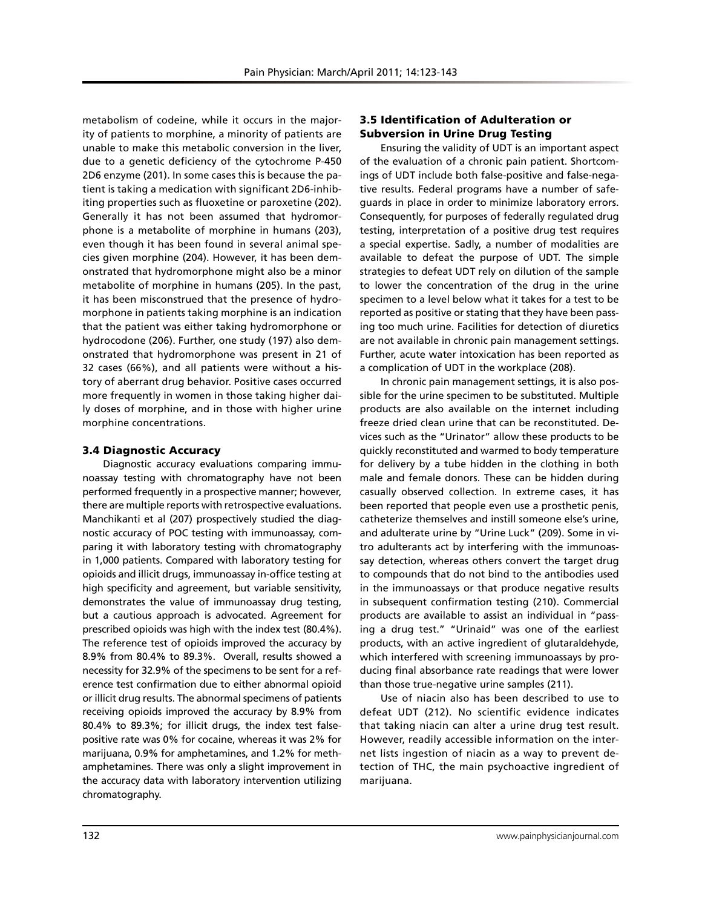metabolism of codeine, while it occurs in the majority of patients to morphine, a minority of patients are unable to make this metabolic conversion in the liver, due to a genetic deficiency of the cytochrome P-450 2D6 enzyme (201). In some cases this is because the patient is taking a medication with significant 2D6-inhibiting properties such as fluoxetine or paroxetine (202). Generally it has not been assumed that hydromorphone is a metabolite of morphine in humans (203), even though it has been found in several animal species given morphine (204). However, it has been demonstrated that hydromorphone might also be a minor metabolite of morphine in humans (205). In the past, it has been misconstrued that the presence of hydromorphone in patients taking morphine is an indication that the patient was either taking hydromorphone or hydrocodone (206). Further, one study (197) also demonstrated that hydromorphone was present in 21 of 32 cases (66%), and all patients were without a history of aberrant drug behavior. Positive cases occurred more frequently in women in those taking higher daily doses of morphine, and in those with higher urine morphine concentrations.

### 3.4 Diagnostic Accuracy

Diagnostic accuracy evaluations comparing immunoassay testing with chromatography have not been performed frequently in a prospective manner; however, there are multiple reports with retrospective evaluations. Manchikanti et al (207) prospectively studied the diagnostic accuracy of POC testing with immunoassay, comparing it with laboratory testing with chromatography in 1,000 patients. Compared with laboratory testing for opioids and illicit drugs, immunoassay in-office testing at high specificity and agreement, but variable sensitivity, demonstrates the value of immunoassay drug testing, but a cautious approach is advocated. Agreement for prescribed opioids was high with the index test (80.4%). The reference test of opioids improved the accuracy by 8.9% from 80.4% to 89.3%. Overall, results showed a necessity for 32.9% of the specimens to be sent for a reference test confirmation due to either abnormal opioid or illicit drug results. The abnormal specimens of patients receiving opioids improved the accuracy by 8.9% from 80.4% to 89.3%; for illicit drugs, the index test false-positive rate was 0% for cocaine, whereas it was 2% for marijuana, 0.9% for amphetamines, and 1.2% for methamphetamines. There was only a slight improvement in the accuracy data with laboratory intervention utilizing chromatography.

### 3.5 Identification of Adulteration or Subversion in Urine Drug Testing

Ensuring the validity of UDT is an important aspect of the evaluation of a chronic pain patient. Shortcomings of UDT include both false-positive and false-negative results. Federal programs have a number of safeguards in place in order to minimize laboratory errors. Consequently, for purposes of federally regulated drug testing, interpretation of a positive drug test requires a special expertise. Sadly, a number of modalities are available to defeat the purpose of UDT. The simple strategies to defeat UDT rely on dilution of the sample to lower the concentration of the drug in the urine specimen to a level below what it takes for a test to be reported as positive or stating that they have been passing too much urine. Facilities for detection of diuretics are not available in chronic pain management settings. Further, acute water intoxication has been reported as a complication of UDT in the workplace (208).

In chronic pain management settings, it is also possible for the urine specimen to be substituted. Multiple products are also available on the internet including freeze dried clean urine that can be reconstituted. Devices such as the "Urinator" allow these products to be quickly reconstituted and warmed to body temperature for delivery by a tube hidden in the clothing in both male and female donors. These can be hidden during casually observed collection. In extreme cases, it has been reported that people even use a prosthetic penis, catheterize themselves and instill someone else's urine, and adulterate urine by "Urine Luck" (209). Some in vitro adulterants act by interfering with the immunoassay detection, whereas others convert the target drug to compounds that do not bind to the antibodies used in the immunoassays or that produce negative results in subsequent confirmation testing (210). Commercial products are available to assist an individual in "passing a drug test." "Urinaid" was one of the earliest products, with an active ingredient of glutaraldehyde, which interfered with screening immunoassays by producing final absorbance rate readings that were lower than those true-negative urine samples (211).

Use of niacin also has been described to use to defeat UDT (212). No scientific evidence indicates that taking niacin can alter a urine drug test result. However, readily accessible information on the internet lists ingestion of niacin as a way to prevent detection of THC, the main psychoactive ingredient of marijuana.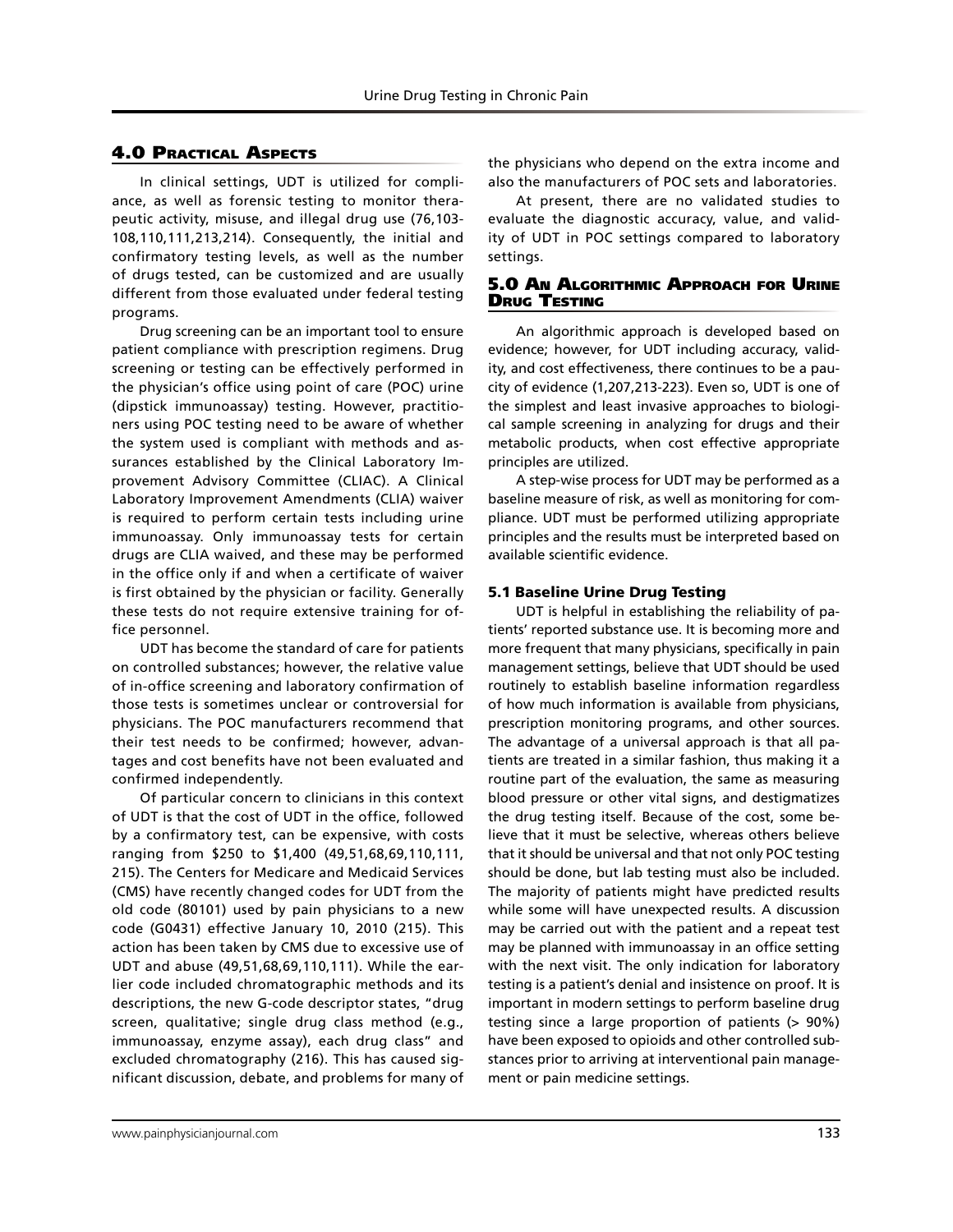## 4.0 Practical Aspects

In clinical settings, UDT is utilized for compliance, as well as forensic testing to monitor therapeutic activity, misuse, and illegal drug use (76,103-108,110,111,213,214). Consequently, the initial and confirmatory testing levels, as well as the number of drugs tested, can be customized and are usually different from those evaluated under federal testing programs.

Drug screening can be an important tool to ensure patient compliance with prescription regimens. Drug screening or testing can be effectively performed in the physician's office using point of care (POC) urine (dipstick immunoassay) testing. However, practitioners using POC testing need to be aware of whether the system used is compliant with methods and assurances established by the Clinical Laboratory Improvement Advisory Committee (CLIAC). A Clinical Laboratory Improvement Amendments (CLIA) waiver is required to perform certain tests including urine immunoassay. Only immunoassay tests for certain drugs are CLIA waived, and these may be performed in the office only if and when a certificate of waiver is first obtained by the physician or facility. Generally these tests do not require extensive training for office personnel.

UDT has become the standard of care for patients on controlled substances; however, the relative value of in-office screening and laboratory confirmation of those tests is sometimes unclear or controversial for physicians. The POC manufacturers recommend that their test needs to be confirmed; however, advantages and cost benefits have not been evaluated and confirmed independently.

Of particular concern to clinicians in this context of UDT is that the cost of UDT in the office, followed by a confirmatory test, can be expensive, with costs ranging from $250 to $1,400 (49,51,68,69,110,111, 215). The Centers for Medicare and Medicaid Services (CMS) have recently changed codes for UDT from the old code (80101) used by pain physicians to a new code (G0431) effective January 10, 2010 (215). This action has been taken by CMS due to excessive use of UDT and abuse (49,51,68,69,110,111). While the earlier code included chromatographic methods and its descriptions, the new G-code descriptor states, "drug screen, qualitative; single drug class method (e.g., immunoassay, enzyme assay), each drug class" and excluded chromatography (216). This has caused significant discussion, debate, and problems for many of the physicians who depend on the extra income and also the manufacturers of POC sets and laboratories.

At present, there are no validated studies to evaluate the diagnostic accuracy, value, and validity of UDT in POC settings compared to laboratory settings.

## 5.0 An Algorithmic Approach for Urine Drug Testing

An algorithmic approach is developed based on evidence; however, for UDT including accuracy, validity, and cost effectiveness, there continues to be a paucity of evidence (1,207,213-223). Even so, UDT is one of the simplest and least invasive approaches to biological sample screening in analyzing for drugs and their metabolic products, when cost effective appropriate principles are utilized.

A step-wise process for UDT may be performed as a baseline measure of risk, as well as monitoring for compliance. UDT must be performed utilizing appropriate principles and the results must be interpreted based on available scientific evidence.

### 5.1 Baseline Urine Drug Testing

UDT is helpful in establishing the reliability of patients' reported substance use. It is becoming more and more frequent that many physicians, specifically in pain management settings, believe that UDT should be used routinely to establish baseline information regardless of how much information is available from physicians, prescription monitoring programs, and other sources. The advantage of a universal approach is that all patients are treated in a similar fashion, thus making it a routine part of the evaluation, the same as measuring blood pressure or other vital signs, and destigmatizes the drug testing itself. Because of the cost, some believe that it must be selective, whereas others believe that it should be universal and that not only POC testing should be done, but lab testing must also be included. The majority of patients might have predicted results while some will have unexpected results. A discussion may be carried out with the patient and a repeat test may be planned with immunoassay in an office setting with the next visit. The only indication for laboratory testing is a patient's denial and insistence on proof. It is important in modern settings to perform baseline drug testing since a large proportion of patients (> 90%) have been exposed to opioids and other controlled substances prior to arriving at interventional pain management or pain medicine settings.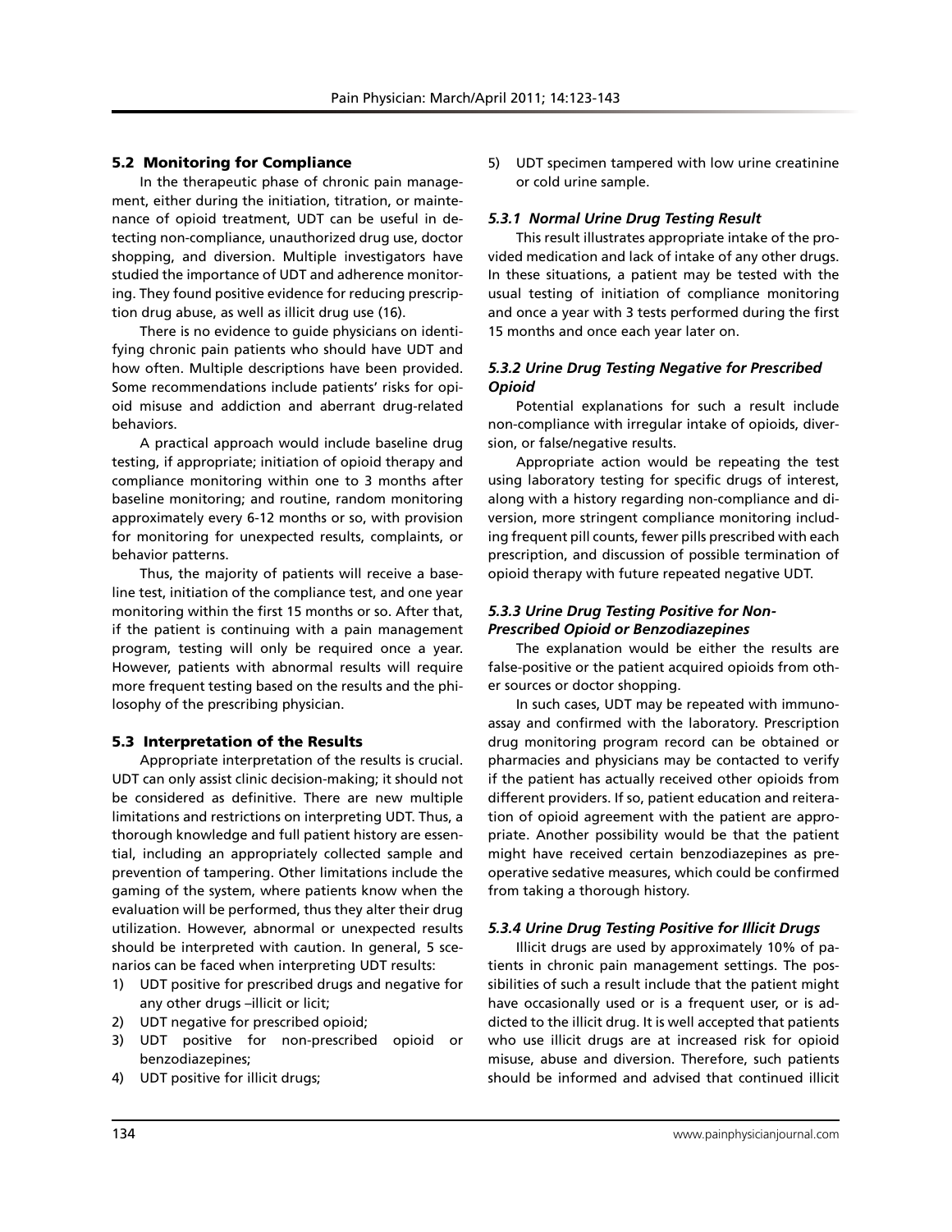### 5.2 Monitoring for Compliance

In the therapeutic phase of chronic pain management, either during the initiation, titration, or maintenance of opioid treatment, UDT can be useful in detecting non-compliance, unauthorized drug use, doctor shopping, and diversion. Multiple investigators have studied the importance of UDT and adherence monitoring. They found positive evidence for reducing prescription drug abuse, as well as illicit drug use (16).

There is no evidence to guide physicians on identifying chronic pain patients who should have UDT and how often. Multiple descriptions have been provided. Some recommendations include patients' risks for opioid misuse and addiction and aberrant drug-related behaviors.

A practical approach would include baseline drug testing, if appropriate; initiation of opioid therapy and compliance monitoring within one to 3 months after baseline monitoring; and routine, random monitoring approximately every 6-12 months or so, with provision for monitoring for unexpected results, complaints, or behavior patterns.

Thus, the majority of patients will receive a baseline test, initiation of the compliance test, and one year monitoring within the first 15 months or so. After that, if the patient is continuing with a pain management program, testing will only be required once a year. However, patients with abnormal results will require more frequent testing based on the results and the philosophy of the prescribing physician.

### 5.3 Interpretation of the Results

Appropriate interpretation of the results is crucial. UDT can only assist clinic decision-making; it should not be considered as definitive. There are new multiple limitations and restrictions on interpreting UDT. Thus, a thorough knowledge and full patient history are essential, including an appropriately collected sample and prevention of tampering. Other limitations include the gaming of the system, where patients know when the evaluation will be performed, thus they alter their drug utilization. However, abnormal or unexpected results should be interpreted with caution. In general, 5 scenarios can be faced when interpreting UDT results:

1) UDT positive for prescribed drugs and negative for any other drugs –illicit or licit;
2) UDT negative for prescribed opioid;
3) UDT positive for non-prescribed opioid or benzodiazepines;
4) UDT positive for illicit drugs;
5) UDT specimen tampered with low urine creatinine or cold urine sample.

#### *5.3.1 Normal Urine Drug Testing Result*

This result illustrates appropriate intake of the provided medication and lack of intake of any other drugs. In these situations, a patient may be tested with the usual testing of initiation of compliance monitoring and once a year with 3 tests performed during the first 15 months and once each year later on.

#### *5.3.2 Urine Drug Testing Negative for Prescribed Opioid*

Potential explanations for such a result include non-compliance with irregular intake of opioids, diversion, or false/negative results.

Appropriate action would be repeating the test using laboratory testing for specific drugs of interest, along with a history regarding non-compliance and diversion, more stringent compliance monitoring including frequent pill counts, fewer pills prescribed with each prescription, and discussion of possible termination of opioid therapy with future repeated negative UDT.

#### *5.3.3 Urine Drug Testing Positive for Non-Prescribed Opioid or Benzodiazepines*

The explanation would be either the results are false-positive or the patient acquired opioids from other sources or doctor shopping.

In such cases, UDT may be repeated with immunoassay and confirmed with the laboratory. Prescription drug monitoring program record can be obtained or pharmacies and physicians may be contacted to verify if the patient has actually received other opioids from different providers. If so, patient education and reiteration of opioid agreement with the patient are appropriate. Another possibility would be that the patient might have received certain benzodiazepines as preoperative sedative measures, which could be confirmed from taking a thorough history.

#### *5.3.4 Urine Drug Testing Positive for Illicit Drugs*

Illicit drugs are used by approximately 10% of patients in chronic pain management settings. The possibilities of such a result include that the patient might have occasionally used or is a frequent user, or is addicted to the illicit drug. It is well accepted that patients who use illicit drugs are at increased risk for opioid misuse, abuse and diversion. Therefore, such patients should be informed and advised that continued illicit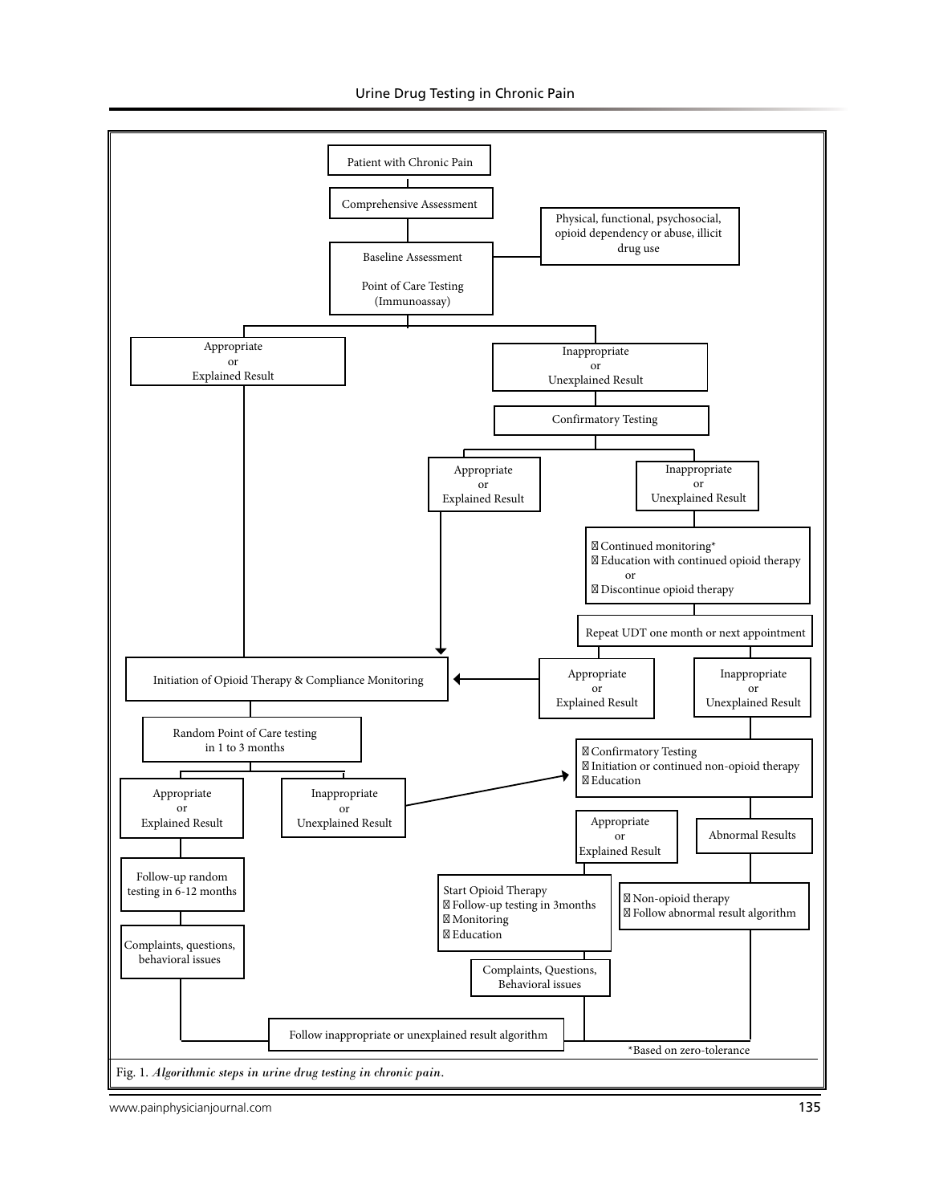Patient with Chronic Pain

Comprehensive Assessment

Physical, functional, psychosocial, opioid dependency or abuse, illicit drug use

Baseline Assessment

Point of Care Testing (Immunoassay)

Appropriate or Explained Result

Inappropriate or Unexplained Result

Confirmatory Testing

Appropriate or Explained Result

Inappropriate or Unexplained Result

- Continued monitoring*
- Education with continued opioid therapy
  or
- Discontinue opioid therapy

Repeat UDT one month or next appointment

Initiation of Opioid Therapy & Compliance Monitoring

Appropriate or Explained Result

Inappropriate or Unexplained Result

Random Point of Care testing in 1 to 3 months

- Confirmatory Testing
- Initiation or continued non-opioid therapy
- Education

Appropriate or Explained Result

Inappropriate or Unexplained Result

Appropriate or Explained Result

Abnormal Results

Follow-up random testing in 6-12 months

Start Opioid Therapy
- Follow-up testing in 3months
- Monitoring
- Education

- Non-opioid therapy
- Follow abnormal result algorithm

Complaints, questions, behavioral issues

Complaints, Questions, Behavioral issues

Follow inappropriate or unexplained result algorithm

*Based on zero-tolerance

Fig. 1. *Algorithmic steps in urine drug testing in chronic pain.*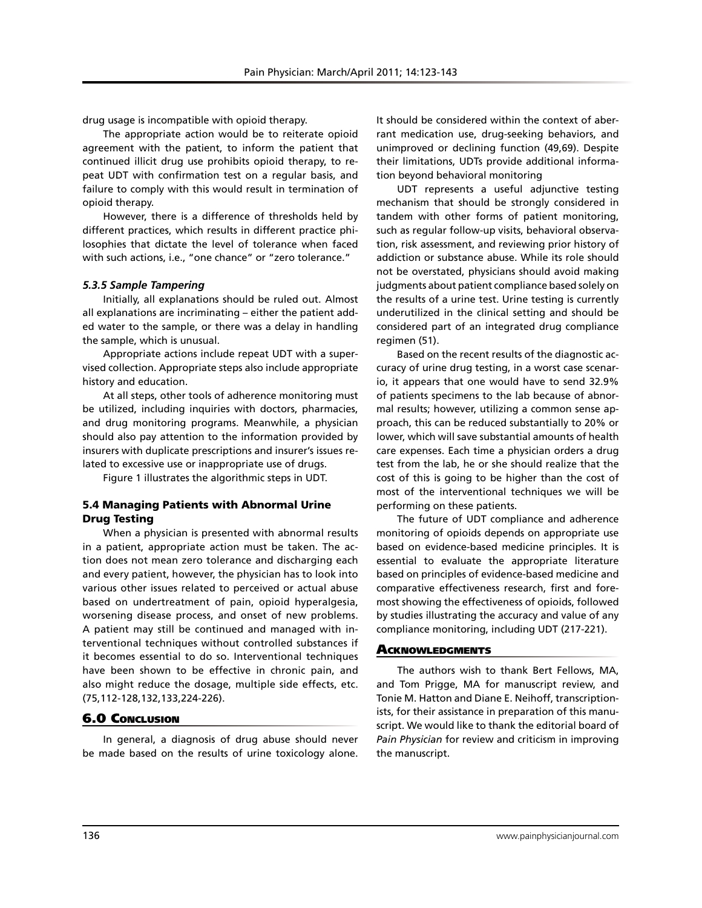drug usage is incompatible with opioid therapy.

The appropriate action would be to reiterate opioid agreement with the patient, to inform the patient that continued illicit drug use prohibits opioid therapy, to repeat UDT with confirmation test on a regular basis, and failure to comply with this would result in termination of opioid therapy.

However, there is a difference of thresholds held by different practices, which results in different practice philosophies that dictate the level of tolerance when faced with such actions, i.e., "one chance" or "zero tolerance."

#### *5.3.5 Sample Tampering*

Initially, all explanations should be ruled out. Almost all explanations are incriminating – either the patient added water to the sample, or there was a delay in handling the sample, which is unusual.

Appropriate actions include repeat UDT with a supervised collection. Appropriate steps also include appropriate history and education.

At all steps, other tools of adherence monitoring must be utilized, including inquiries with doctors, pharmacies, and drug monitoring programs. Meanwhile, a physician should also pay attention to the information provided by insurers with duplicate prescriptions and insurer's issues related to excessive use or inappropriate use of drugs.

Figure 1 illustrates the algorithmic steps in UDT.

### 5.4 Managing Patients with Abnormal Urine Drug Testing

When a physician is presented with abnormal results in a patient, appropriate action must be taken. The action does not mean zero tolerance and discharging each and every patient, however, the physician has to look into various other issues related to perceived or actual abuse based on undertreatment of pain, opioid hyperalgesia, worsening disease process, and onset of new problems. A patient may still be continued and managed with interventional techniques without controlled substances if it becomes essential to do so. Interventional techniques have been shown to be effective in chronic pain, and also might reduce the dosage, multiple side effects, etc. (75,112-128,132,133,224-226).

## 6.0 Conclusion

In general, a diagnosis of drug abuse should never be made based on the results of urine toxicology alone. It should be considered within the context of aberrant medication use, drug-seeking behaviors, and unimproved or declining function (49,69). Despite their limitations, UDTs provide additional information beyond behavioral monitoring

UDT represents a useful adjunctive testing mechanism that should be strongly considered in tandem with other forms of patient monitoring, such as regular follow-up visits, behavioral observation, risk assessment, and reviewing prior history of addiction or substance abuse. While its role should not be overstated, physicians should avoid making judgments about patient compliance based solely on the results of a urine test. Urine testing is currently underutilized in the clinical setting and should be considered part of an integrated drug compliance regimen (51).

Based on the recent results of the diagnostic accuracy of urine drug testing, in a worst case scenario, it appears that one would have to send 32.9% of patients specimens to the lab because of abnormal results; however, utilizing a common sense approach, this can be reduced substantially to 20% or lower, which will save substantial amounts of health care expenses. Each time a physician orders a drug test from the lab, he or she should realize that the cost of this is going to be higher than the cost of most of the interventional techniques we will be performing on these patients.

The future of UDT compliance and adherence monitoring of opioids depends on appropriate use based on evidence-based medicine principles. It is essential to evaluate the appropriate literature based on principles of evidence-based medicine and comparative effectiveness research, first and foremost showing the effectiveness of opioids, followed by studies illustrating the accuracy and value of any compliance monitoring, including UDT (217-221).

## Acknowledgments

The authors wish to thank Bert Fellows, MA, and Tom Prigge, MA for manuscript review, and Tonie M. Hatton and Diane E. Neihoff, transcriptionists, for their assistance in preparation of this manuscript. We would like to thank the editorial board of *Pain Physician* for review and criticism in improving the manuscript.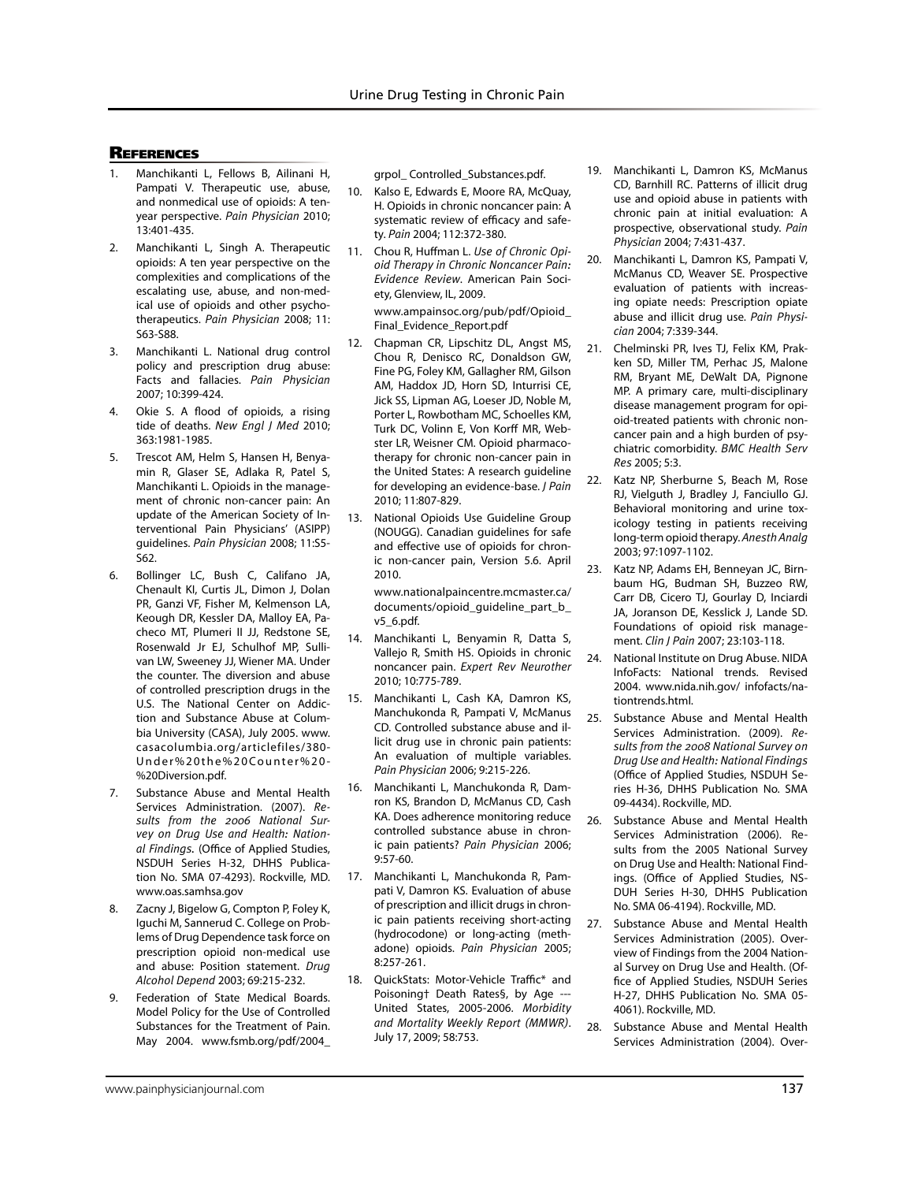## References

1. Manchikanti L, Fellows B, Ailinani H, Pampati V. Therapeutic use, abuse, and nonmedical use of opioids: A ten-year perspective. *Pain Physician* 2010; 13:401-435.
2. Manchikanti L, Singh A. Therapeutic opioids: A ten year perspective on the complexities and complications of the escalating use, abuse, and non-medical use of opioids and other psychotherapeutics. *Pain Physician* 2008; 11: S63-S88.
3. Manchikanti L. National drug control policy and prescription drug abuse: Facts and fallacies. *Pain Physician* 2007; 10:399-424.
4. Okie S. A flood of opioids, a rising tide of deaths. *New Engl J Med* 2010; 363:1981-1985.
5. Trescot AM, Helm S, Hansen H, Benyamin R, Glaser SE, Adlaka R, Patel S, Manchikanti L. Opioids in the management of chronic non-cancer pain: An update of the American Society of Interventional Pain Physicians' (ASIPP) guidelines. *Pain Physician* 2008; 11:S5-S62.
6. Bollinger LC, Bush C, Califano JA, Chenault KI, Curtis JL, Dimon J, Dolan PR, Ganzi VF, Fisher M, Kelmenson LA, Keough DR, Kessler DA, Malloy EA, Pacheco MT, Plumeri II JJ, Redstone SE, Rosenwald Jr EJ, Schulhof MP, Sullivan LW, Sweeney JJ, Wiener MA. Under the counter. The diversion and abuse of controlled prescription drugs in the U.S. The National Center on Addiction and Substance Abuse at Columbia University (CASA), July 2005. www.casacolumbia.org/articlefiles/380-Under%20the%20Counter%20-%20Diversion.pdf.
7. Substance Abuse and Mental Health Services Administration. (2007). *Results from the 2006 National Survey on Drug Use and Health: National Findings*. (Office of Applied Studies, NSDUH Series H-32, DHHS Publication No. SMA 07-4293). Rockville, MD. www.oas.samhsa.gov
8. Zacny J, Bigelow G, Compton P, Foley K, Iguchi M, Sannerud C. College on Problems of Drug Dependence task force on prescription opioid non-medical use and abuse: Position statement. *Drug Alcohol Depend* 2003; 69:215-232.
9. Federation of State Medical Boards. Model Policy for the Use of Controlled Substances for the Treatment of Pain. May 2004. www.fsmb.org/pdf/2004_grpol_ Controlled_Substances.pdf.
10. Kalso E, Edwards E, Moore RA, McQuay, H. Opioids in chronic noncancer pain: A systematic review of efficacy and safety. *Pain* 2004; 112:372-380.
11. Chou R, Huffman L. *Use of Chronic Opioid Therapy in Chronic Noncancer Pain: Evidence Review*. American Pain Society, Glenview, IL, 2009. www.ampainsoc.org/pub/pdf/Opioid_Final_Evidence_Report.pdf
12. Chapman CR, Lipschitz DL, Angst MS, Chou R, Denisco RC, Donaldson GW, Fine PG, Foley KM, Gallagher RM, Gilson AM, Haddox JD, Horn SD, Inturrisi CE, Jick SS, Lipman AG, Loeser JD, Noble M, Porter L, Rowbotham MC, Schoelles KM, Turk DC, Volinn E, Von Korff MR, Webster LR, Weisner CM. Opioid pharmacotherapy for chronic non-cancer pain in the United States: A research guideline for developing an evidence-base. *J Pain* 2010; 11:807-829.
13. National Opioids Use Guideline Group (NOUGG). Canadian guidelines for safe and effective use of opioids for chronic non-cancer pain, Version 5.6. April 2010. www.nationalpaincentre.mcmaster.ca/documents/opioid_guideline_part_b_v5_6.pdf.
14. Manchikanti L, Benyamin R, Datta S, Vallejo R, Smith HS. Opioids in chronic noncancer pain. *Expert Rev Neurother* 2010; 10:775-789.
15. Manchikanti L, Cash KA, Damron KS, Manchukonda R, Pampati V, McManus CD. Controlled substance abuse and illicit drug use in chronic pain patients: An evaluation of multiple variables. *Pain Physician* 2006; 9:215-226.
16. Manchikanti L, Manchukonda R, Damron KS, Brandon D, McManus CD, Cash KA. Does adherence monitoring reduce controlled substance abuse in chronic pain patients? *Pain Physician* 2006; 9:57-60.
17. Manchikanti L, Manchukonda R, Pampati V, Damron KS. Evaluation of abuse of prescription and illicit drugs in chronic pain patients receiving short-acting (hydrocodone) or long-acting (methadone) opioids. *Pain Physician* 2005; 8:257-261.
18. QuickStats: Motor-Vehicle Traffic* and Poisoning† Death Rates§, by Age --- United States, 2005-2006. *Morbidity and Mortality Weekly Report (MMWR)*. July 17, 2009; 58:753.
19. Manchikanti L, Damron KS, McManus CD, Barnhill RC. Patterns of illicit drug use and opioid abuse in patients with chronic pain at initial evaluation: A prospective, observational study. *Pain Physician* 2004; 7:431-437.
20. Manchikanti L, Damron KS, Pampati V, McManus CD, Weaver SE. Prospective evaluation of patients with increasing opiate needs: Prescription opiate abuse and illicit drug use. *Pain Physician* 2004; 7:339-344.
21. Chelminski PR, Ives TJ, Felix KM, Prakken SD, Miller TM, Perhac JS, Malone RM, Bryant ME, DeWalt DA, Pignone MP. A primary care, multi-disciplinary disease management program for opioid-treated patients with chronic noncancer pain and a high burden of psychiatric comorbidity. *BMC Health Serv Res* 2005; 5:3.
22. Katz NP, Sherburne S, Beach M, Rose RJ, Vielguth J, Bradley J, Fanciullo GJ. Behavioral monitoring and urine toxicology testing in patients receiving long-term opioid therapy. *Anesth Analg* 2003; 97:1097-1102.
23. Katz NP, Adams EH, Benneyan JC, Birnbaum HG, Budman SH, Buzzeo RW, Carr DB, Cicero TJ, Gourlay D, Inciardi JA, Joranson DE, Kesslick J, Lande SD. Foundations of opioid risk management. *Clin J Pain* 2007; 23:103-118.
24. National Institute on Drug Abuse. NIDA InfoFacts: National trends. Revised 2004. www.nida.nih.gov/ infofacts/nationtrends.html.
25. Substance Abuse and Mental Health Services Administration. (2009). *Results from the 2008 National Survey on Drug Use and Health: National Findings* (Office of Applied Studies, NSDUH Series H-36, DHHS Publication No. SMA 09-4434). Rockville, MD.
26. Substance Abuse and Mental Health Services Administration (2006). Results from the 2005 National Survey on Drug Use and Health: National Findings. (Office of Applied Studies, NSDUH Series H-30, DHHS Publication No. SMA 06-4194). Rockville, MD.
27. Substance Abuse and Mental Health Services Administration (2005). Overview of Findings from the 2004 National Survey on Drug Use and Health. (Office of Applied Studies, NSDUH Series H-27, DHHS Publication No. SMA 05-4061). Rockville, MD.
28. Substance Abuse and Mental Health Services Administration (2004). Over-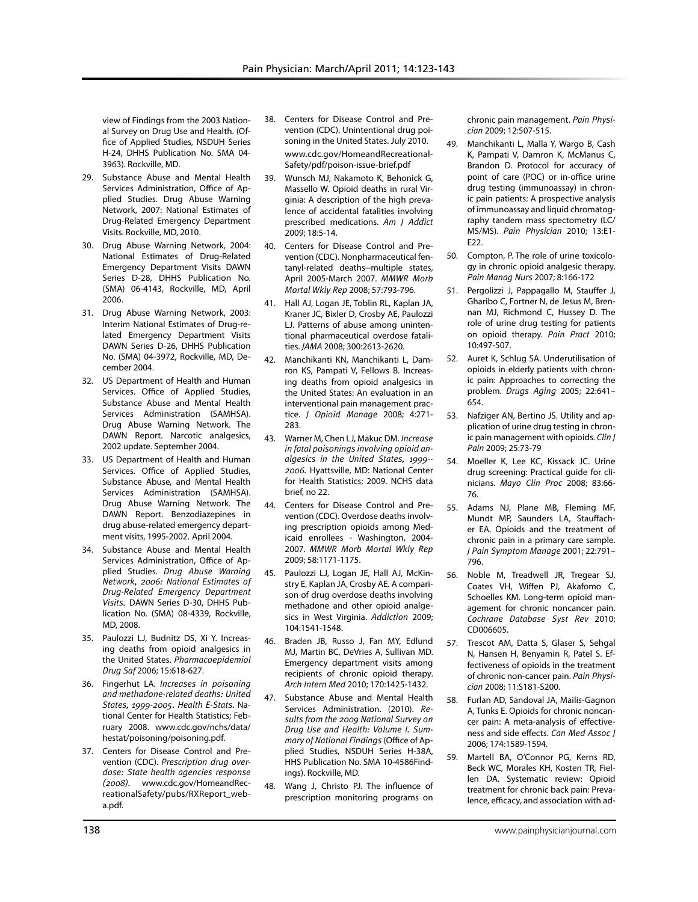view of Findings from the 2003 National Survey on Drug Use and Health. (Office of Applied Studies, NSDUH Series H-24, DHHS Publication No. SMA 04-3963). Rockville, MD.

29. Substance Abuse and Mental Health Services Administration, Office of Applied Studies. Drug Abuse Warning Network, 2007: National Estimates of Drug-Related Emergency Department Visits. Rockville, MD, 2010.
30. Drug Abuse Warning Network, 2004: National Estimates of Drug-Related Emergency Department Visits DAWN Series D-28, DHHS Publication No. (SMA) 06-4143, Rockville, MD, April 2006.
31. Drug Abuse Warning Network, 2003: Interim National Estimates of Drug-related Emergency Department Visits DAWN Series D-26, DHHS Publication No. (SMA) 04-3972, Rockville, MD, December 2004.
32. US Department of Health and Human Services. Office of Applied Studies, Substance Abuse and Mental Health Services Administration (SAMHSA). Drug Abuse Warning Network. The DAWN Report. Narcotic analgesics, 2002 update. September 2004.
33. US Department of Health and Human Services. Office of Applied Studies, Substance Abuse, and Mental Health Services Administration (SAMHSA). Drug Abuse Warning Network. The DAWN Report. Benzodiazepines in drug abuse-related emergency department visits, 1995-2002. April 2004.
34. Substance Abuse and Mental Health Services Administration, Office of Applied Studies. *Drug Abuse Warning Network, 2006: National Estimates of Drug-Related Emergency Department Visits*. DAWN Series D-30, DHHS Publication No. (SMA) 08-4339, Rockville, MD, 2008.
35. Paulozzi LJ, Budnitz DS, Xi Y. Increasing deaths from opioid analgesics in the United States. *Pharmacoepidemiol Drug Saf* 2006; 15:618-627.
36. Fingerhut LA. *Increases in poisoning and methadone-related deaths: United States, 1999-2005*. *Health E-Stats*. National Center for Health Statistics; February 2008. www.cdc.gov/nchs/data/hestat/poisoning/poisoning.pdf.
37. Centers for Disease Control and Prevention (CDC). *Prescription drug overdose: State health agencies response (2008)*. www.cdc.gov/HomeandRecreationalSafety/pubs/RXReport_web-a.pdf.
38. Centers for Disease Control and Prevention (CDC). Unintentional drug poisoning in the United States. July 2010. www.cdc.gov/HomeandRecreationalSafety/pdf/poison-issue-brief.pdf
39. Wunsch MJ, Nakamoto K, Behonick G, Massello W. Opioid deaths in rural Virginia: A description of the high prevalence of accidental fatalities involving prescribed medications. *Am J Addict* 2009; 18:5-14.
40. Centers for Disease Control and Prevention (CDC). Nonpharmaceutical fentanyl-related deaths--multiple states, April 2005-March 2007. *MMWR Morb Mortal Wkly Rep* 2008; 57:793-796.
41. Hall AJ, Logan JE, Toblin RL, Kaplan JA, Kraner JC, Bixler D, Crosby AE, Paulozzi LJ. Patterns of abuse among unintentional pharmaceutical overdose fatalities. *JAMA* 2008; 300:2613-2620.
42. Manchikanti KN, Manchikanti L, Damron KS, Pampati V, Fellows B. Increasing deaths from opioid analgesics in the United States: An evaluation in an interventional pain management practice. *J Opioid Manage* 2008; 4:271-283.
43. Warner M, Chen LJ, Makuc DM. *Increase in fatal poisonings involving opioid analgesics in the United States, 1999--2006*. Hyattsville, MD: National Center for Health Statistics; 2009. NCHS data brief, no 22.
44. Centers for Disease Control and Prevention (CDC). Overdose deaths involving prescription opioids among Medicaid enrollees - Washington, 2004-2007. *MMWR Morb Mortal Wkly Rep* 2009; 58:1171-1175.
45. Paulozzi LJ, Logan JE, Hall AJ, McKinstry E, Kaplan JA, Crosby AE. A comparison of drug overdose deaths involving methadone and other opioid analgesics in West Virginia. *Addiction* 2009; 104:1541-1548.
46. Braden JB, Russo J, Fan MY, Edlund MJ, Martin BC, DeVries A, Sullivan MD. Emergency department visits among recipients of chronic opioid therapy. *Arch Intern Med* 2010; 170:1425-1432.
47. Substance Abuse and Mental Health Services Administration. (2010). *Results from the 2009 National Survey on Drug Use and Health: Volume I. Summary of National Findings* (Office of Applied Studies, NSDUH Series H-38A, HHS Publication No. SMA 10-4586Findings). Rockville, MD.
48. Wang J, Christo PJ. The influence of prescription monitoring programs on chronic pain management. *Pain Physician* 2009; 12:507-515.
49. Manchikanti L, Malla Y, Wargo B, Cash K, Pampati V, Damron K, McManus C, Brandon D. Protocol for accuracy of point of care (POC) or in-office urine drug testing (immunoassay) in chronic pain patients: A prospective analysis of immunoassay and liquid chromatography tandem mass spectometry (LC/MS/MS). *Pain Physician* 2010; 13:E1-E22.
50. Compton, P. The role of urine toxicology in chronic opioid analgesic therapy. *Pain Manag Nurs* 2007; 8:166-172
51. Pergolizzi J, Pappagallo M, Stauffer J, Gharibo C, Fortner N, de Jesus M, Brennan MJ, Richmond C, Hussey D. The role of urine drug testing for patients on opioid therapy. *Pain Pract* 2010; 10:497-507.
52. Auret K, Schlug SA. Underutilisation of opioids in elderly patients with chronic pain: Approaches to correcting the problem. *Drugs Aging* 2005; 22:641–654.
53. Nafziger AN, Bertino JS. Utility and application of urine drug testing in chronic pain management with opioids. *Clin J Pain* 2009; 25:73-79
54. Moeller K, Lee KC, Kissack JC. Urine drug screening: Practical guide for clinicians. *Mayo Clin Proc* 2008; 83:66-76.
55. Adams NJ, Plane MB, Fleming MF, Mundt MP, Saunders LA, Stauffacher EA. Opioids and the treatment of chronic pain in a primary care sample. *J Pain Symptom Manage* 2001; 22:791–796.
56. Noble M, Treadwell JR, Tregear SJ, Coates VH, Wiffen PJ, Akafomo C, Schoelles KM. Long-term opioid management for chronic noncancer pain. *Cochrane Database Syst Rev* 2010; CD006605.
57. Trescot AM, Datta S, Glaser S, Sehgal N, Hansen H, Benyamin R, Patel S. Effectiveness of opioids in the treatment of chronic non-cancer pain. *Pain Physician* 2008; 11:S181-S200.
58. Furlan AD, Sandoval JA, Mailis-Gagnon A, Tunks E. Opioids for chronic noncancer pain: A meta-analysis of effectiveness and side effects. *Can Med Assoc J* 2006; 174:1589-1594.
59. Martell BA, O'Connor PG, Kerns RD, Beck WC, Morales KH, Kosten TR, Fiellen DA. Systematic review: Opioid treatment for chronic back pain: Prevalence, efficacy, and association with ad-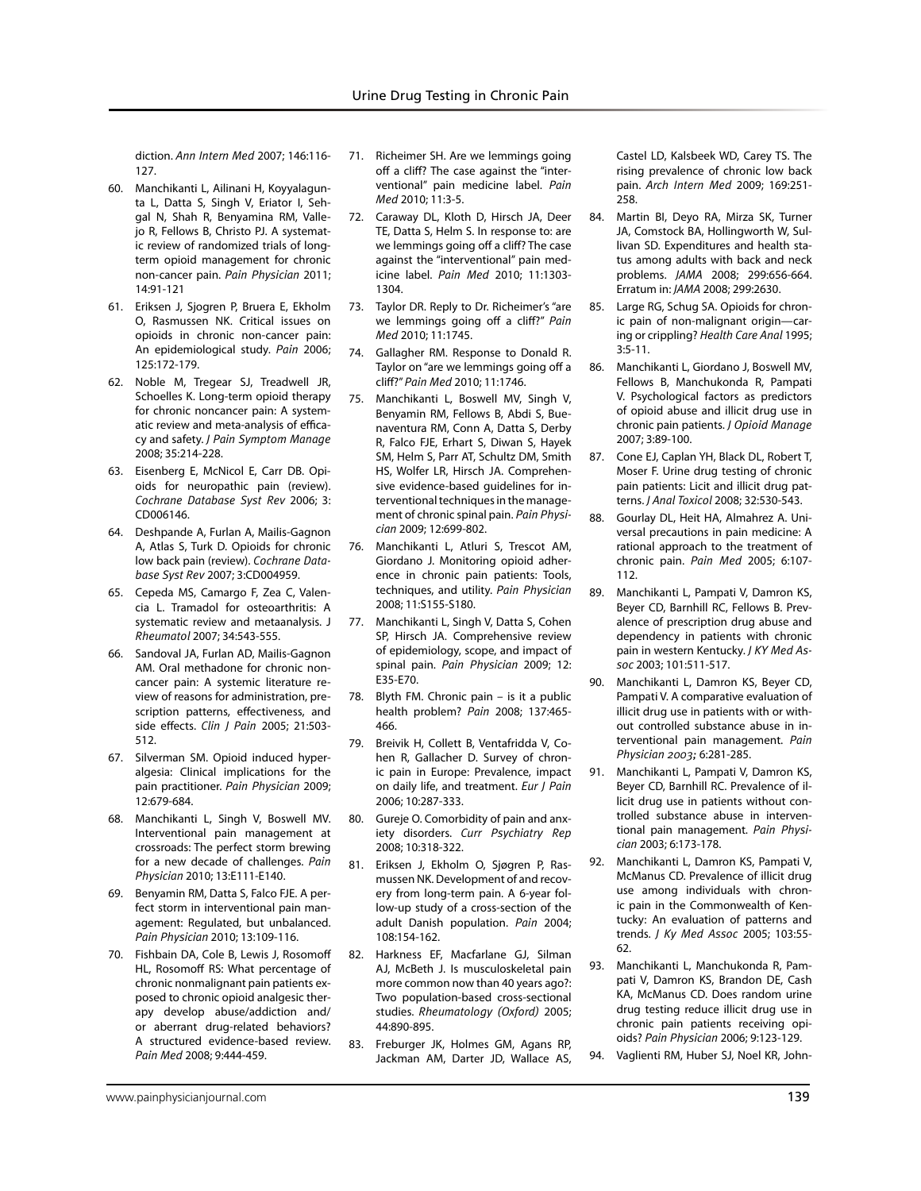diction. *Ann Intern Med* 2007; 146:116-127.

60. Manchikanti L, Ailinani H, Koyyalagunta L, Datta S, Singh V, Eriator I, Sehgal N, Shah R, Benyamina RM, Vallejo R, Fellows B, Christo PJ. A systematic review of randomized trials of long-term opioid management for chronic non-cancer pain. *Pain Physician* 2011; 14:91-121
61. Eriksen J, Sjogren P, Bruera E, Ekholm O, Rasmussen NK. Critical issues on opioids in chronic non-cancer pain: An epidemiological study. *Pain* 2006; 125:172-179.
62. Noble M, Tregear SJ, Treadwell JR, Schoelles K. Long-term opioid therapy for chronic noncancer pain: A systematic review and meta-analysis of efficacy and safety. *J Pain Symptom Manage* 2008; 35:214-228.
63. Eisenberg E, McNicol E, Carr DB. Opioids for neuropathic pain (review). *Cochrane Database Syst Rev* 2006; 3: CD006146.
64. Deshpande A, Furlan A, Mailis-Gagnon A, Atlas S, Turk D. Opioids for chronic low back pain (review). *Cochrane Database Syst Rev* 2007; 3:CD004959.
65. Cepeda MS, Camargo F, Zea C, Valencia L. Tramadol for osteoarthritis: A systematic review and metaanalysis. J *Rheumatol* 2007; 34:543-555.
66. Sandoval JA, Furlan AD, Mailis-Gagnon AM. Oral methadone for chronic noncancer pain: A systemic literature review of reasons for administration, prescription patterns, effectiveness, and side effects. *Clin J Pain* 2005; 21:503-512.
67. Silverman SM. Opioid induced hyperalgesia: Clinical implications for the pain practitioner. *Pain Physician* 2009; 12:679-684.
68. Manchikanti L, Singh V, Boswell MV. Interventional pain management at crossroads: The perfect storm brewing for a new decade of challenges. *Pain Physician* 2010; 13:E111-E140.
69. Benyamin RM, Datta S, Falco FJE. A perfect storm in interventional pain management: Regulated, but unbalanced. *Pain Physician* 2010; 13:109-116.
70. Fishbain DA, Cole B, Lewis J, Rosomoff HL, Rosomoff RS: What percentage of chronic nonmalignant pain patients exposed to chronic opioid analgesic therapy develop abuse/addiction and/or aberrant drug-related behaviors? A structured evidence-based review. *Pain Med* 2008; 9:444-459.
71. Richeimer SH. Are we lemmings going off a cliff? The case against the "interventional" pain medicine label. *Pain Med* 2010; 11:3-5.
72. Caraway DL, Kloth D, Hirsch JA, Deer TE, Datta S, Helm S. In response to: are we lemmings going off a cliff? The case against the "interventional" pain medicine label. *Pain Med* 2010; 11:1303-1304.
73. Taylor DR. Reply to Dr. Richeimer's "are we lemmings going off a cliff?" *Pain Med* 2010; 11:1745.
74. Gallagher RM. Response to Donald R. Taylor on "are we lemmings going off a cliff?" *Pain Med* 2010; 11:1746.
75. Manchikanti L, Boswell MV, Singh V, Benyamin RM, Fellows B, Abdi S, Buenaventura RM, Conn A, Datta S, Derby R, Falco FJE, Erhart S, Diwan S, Hayek SM, Helm S, Parr AT, Schultz DM, Smith HS, Wolfer LR, Hirsch JA. Comprehensive evidence-based guidelines for interventional techniques in the management of chronic spinal pain. *Pain Physician* 2009; 12:699-802.
76. Manchikanti L, Atluri S, Trescot AM, Giordano J. Monitoring opioid adherence in chronic pain patients: Tools, techniques, and utility. *Pain Physician* 2008; 11:S155-S180.
77. Manchikanti L, Singh V, Datta S, Cohen SP, Hirsch JA. Comprehensive review of epidemiology, scope, and impact of spinal pain. *Pain Physician* 2009; 12: E35-E70.
78. Blyth FM. Chronic pain – is it a public health problem? *Pain* 2008; 137:465-466.
79. Breivik H, Collett B, Ventafridda V, Cohen R, Gallacher D. Survey of chronic pain in Europe: Prevalence, impact on daily life, and treatment. *Eur J Pain* 2006; 10:287-333.
80. Gureje O. Comorbidity of pain and anxiety disorders. *Curr Psychiatry Rep* 2008; 10:318-322.
81. Eriksen J, Ekholm O, Sjøgren P, Rasmussen NK. Development of and recovery from long-term pain. A 6-year follow-up study of a cross-section of the adult Danish population. *Pain* 2004; 108:154-162.
82. Harkness EF, Macfarlane GJ, Silman AJ, McBeth J. Is musculoskeletal pain more common now than 40 years ago?: Two population-based cross-sectional studies. *Rheumatology (Oxford)* 2005; 44:890-895.
83. Freburger JK, Holmes GM, Agans RP, Jackman AM, Darter JD, Wallace AS, Castel LD, Kalsbeek WD, Carey TS. The rising prevalence of chronic low back pain. *Arch Intern Med* 2009; 169:251-258.
84. Martin BI, Deyo RA, Mirza SK, Turner JA, Comstock BA, Hollingworth W, Sullivan SD. Expenditures and health status among adults with back and neck problems. *JAMA* 2008; 299:656-664. Erratum in: *JAMA* 2008; 299:2630.
85. Large RG, Schug SA. Opioids for chronic pain of non-malignant origin—caring or crippling? *Health Care Anal* 1995; 3:5-11.
86. Manchikanti L, Giordano J, Boswell MV, Fellows B, Manchukonda R, Pampati V. Psychological factors as predictors of opioid abuse and illicit drug use in chronic pain patients. *J Opioid Manage* 2007; 3:89-100.
87. Cone EJ, Caplan YH, Black DL, Robert T, Moser F. Urine drug testing of chronic pain patients: Licit and illicit drug patterns. *J Anal Toxicol* 2008; 32:530-543.
88. Gourlay DL, Heit HA, Almahrez A. Universal precautions in pain medicine: A rational approach to the treatment of chronic pain. *Pain Med* 2005; 6:107-112.
89. Manchikanti L, Pampati V, Damron KS, Beyer CD, Barnhill RC, Fellows B. Prevalence of prescription drug abuse and dependency in patients with chronic pain in western Kentucky. *J KY Med Assoc* 2003; 101:511-517.
90. Manchikanti L, Damron KS, Beyer CD, Pampati V. A comparative evaluation of illicit drug use in patients with or without controlled substance abuse in interventional pain management. *Pain Physician 2003;* 6:281-285.
91. Manchikanti L, Pampati V, Damron KS, Beyer CD, Barnhill RC. Prevalence of illicit drug use in patients without controlled substance abuse in interventional pain management. *Pain Physician* 2003; 6:173-178.
92. Manchikanti L, Damron KS, Pampati V, McManus CD. Prevalence of illicit drug use among individuals with chronic pain in the Commonwealth of Kentucky: An evaluation of patterns and trends. *J Ky Med Assoc* 2005; 103:55-62.
93. Manchikanti L, Manchukonda R, Pampati V, Damron KS, Brandon DE, Cash KA, McManus CD. Does random urine drug testing reduce illicit drug use in chronic pain patients receiving opioids? *Pain Physician* 2006; 9:123-129.
94. Vaglienti RM, Huber SJ, Noel KR, John-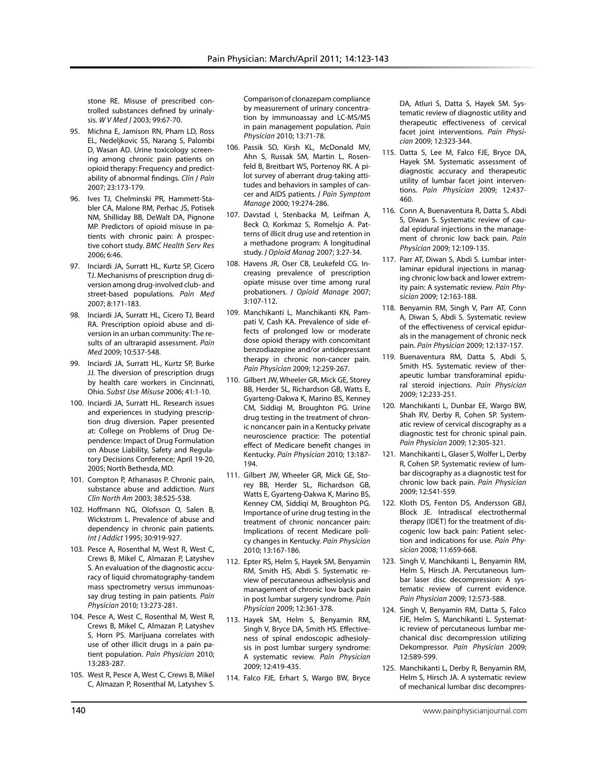stone RE. Misuse of prescribed controlled substances defined by urinalysis. *W V Med J* 2003; 99:67-70.

95. Michna E, Jamison RN, Pham LD, Ross EL, Nedeljkovic SS, Narang S, Palombi D, Wasan AD. Urine toxicology screening among chronic pain patients on opioid therapy: Frequency and predictability of abnormal findings. *Clin J Pain* 2007; 23:173-179.
96. Ives TJ, Chelminski PR, Hammett-Stabler CA, Malone RM, Perhac JS, Potisek NM, Shilliday BB, DeWalt DA, Pignone MP. Predictors of opioid misuse in patients with chronic pain: A prospective cohort study. *BMC Health Serv Res* 2006; 6:46.
97. Inciardi JA, Surratt HL, Kurtz SP, Cicero TJ. Mechanisms of prescription drug diversion among drug-involved club- and street-based populations. *Pain Med* 2007; 8:171-183.
98. Inciardi JA, Surratt HL, Cicero TJ, Beard RA. Prescription opioid abuse and diversion in an urban community: The results of an ultrarapid assessment. *Pain Med* 2009; 10:537-548.
99. Inciardi JA, Surratt HL, Kurtz SP, Burke JJ. The diversion of prescription drugs by health care workers in Cincinnati, Ohio. *Subst Use Misuse* 2006; 41:1-10.
100. Inciardi JA, Surratt HL. Research issues and experiences in studying prescription drug diversion. Paper presented at: College on Problems of Drug Dependence: Impact of Drug Formulation on Abuse Liability, Safety and Regulatory Decisions Conference; April 19-20, 2005; North Bethesda, MD.
101. Compton P, Athanasos P. Chronic pain, substance abuse and addiction. *Nurs Clin North Am* 2003; 38:525-538.
102. Hoffmann NG, Olofsson O, Salen B, Wickstrom L. Prevalence of abuse and dependency in chronic pain patients. *Int J Addict* 1995; 30:919-927.
103. Pesce A, Rosenthal M, West R, West C, Crews B, Mikel C, Almazan P, Latyshev S. An evaluation of the diagnostic accuracy of liquid chromatography-tandem mass spectrometry versus immunoassay drug testing in pain patients. *Pain Physician* 2010; 13:273-281.
104. Pesce A, West C, Rosenthal M, West R, Crews B, Mikel C, Almazan P, Latyshev S, Horn PS. Marijuana correlates with use of other illicit drugs in a pain patient population. *Pain Physician* 2010; 13:283-287.
105. West R, Pesce A, West C, Crews B, Mikel C, Almazan P, Rosenthal M, Latyshev S. Comparison of clonazepam compliance by measurement of urinary concentration by immunoassay and LC-MS/MS in pain management population. *Pain Physician* 2010; 13:71-78.
106. Passik SD, Kirsh KL, McDonald MV, Ahn S, Russak SM, Martin L, Rosenfeld B, Breitbart WS, Portenoy RK. A pilot survey of aberrant drug-taking attitudes and behaviors in samples of cancer and AIDS patients. *J Pain Symptom Manage* 2000; 19:274-286.
107. Davstad I, Stenbacka M, Leifman A, Beck O, Korkmaz S, Romelsjo A. Patterns of illicit drug use and retention in a methadone program: A longitudinal study. *J Opioid Manag* 2007; 3:27-34.
108. Havens JR, Oser CB, Leukefeld CG. Increasing prevalence of prescription opiate misuse over time among rural probationers. *J Opioid Manage* 2007; 3:107-112.
109. Manchikanti L, Manchikanti KN, Pampati V, Cash KA. Prevalence of side effects of prolonged low or moderate dose opioid therapy with concomitant benzodiazepine and/or antidepressant therapy in chronic non-cancer pain. *Pain Physician* 2009; 12:259-267.
110. Gilbert JW, Wheeler GR, Mick GE, Storey BB, Herder SL, Richardson GB, Watts E, Gyarteng-Dakwa K, Marino BS, Kenney CM, Siddiqi M, Broughton PG. Urine drug testing in the treatment of chronic noncancer pain in a Kentucky private neuroscience practice: The potential effect of Medicare benefit changes in Kentucky. *Pain Physician* 2010; 13:187-194.
111. Gilbert JW, Wheeler GR, Mick GE, Storey BB, Herder SL, Richardson GB, Watts E, Gyarteng-Dakwa K, Marino BS, Kenney CM, Siddiqi M, Broughton PG. Importance of urine drug testing in the treatment of chronic noncancer pain: Implications of recent Medicare policy changes in Kentucky. *Pain Physician* 2010; 13:167-186.
112. Epter RS, Helm S, Hayek SM, Benyamin RM, Smith HS, Abdi S. Systematic review of percutaneous adhesiolysis and management of chronic low back pain in post lumbar surgery syndrome. *Pain Physician* 2009; 12:361-378.
113. Hayek SM, Helm S, Benyamin RM, Singh V, Bryce DA, Smith HS. Effectiveness of spinal endoscopic adhesiolysis in post lumbar surgery syndrome: A systematic review. *Pain Physician* 2009; 12:419-435.
114. Falco FJE, Erhart S, Wargo BW, Bryce DA, Atluri S, Datta S, Hayek SM. Systematic review of diagnostic utility and therapeutic effectiveness of cervical facet joint interventions. *Pain Physician* 2009; 12:323-344.
115. Datta S, Lee M, Falco FJE, Bryce DA, Hayek SM. Systematic assessment of diagnostic accuracy and therapeutic utility of lumbar facet joint interventions. *Pain Physician* 2009; 12:437-460.
116. Conn A, Buenaventura R, Datta S, Abdi S, Diwan S. Systematic review of caudal epidural injections in the management of chronic low back pain. *Pain Physician* 2009; 12:109-135.
117. Parr AT, Diwan S, Abdi S. Lumbar interlaminar epidural injections in managing chronic low back and lower extremity pain: A systematic review. *Pain Physician* 2009; 12:163-188.
118. Benyamin RM, Singh V, Parr AT, Conn A, Diwan S, Abdi S. Systematic review of the effectiveness of cervical epidurals in the management of chronic neck pain. *Pain Physician* 2009; 12:137-157.
119. Buenaventura RM, Datta S, Abdi S, Smith HS. Systematic review of therapeutic lumbar transforaminal epidural steroid injections. *Pain Physician* 2009; 12:233-251.
120. Manchikanti L, Dunbar EE, Wargo BW, Shah RV, Derby R, Cohen SP. Systematic review of cervical discography as a diagnostic test for chronic spinal pain. *Pain Physician* 2009; 12:305-321.
121. Manchikanti L, Glaser S, Wolfer L, Derby R, Cohen SP. Systematic review of lumbar discography as a diagnostic test for chronic low back pain. *Pain Physician* 2009; 12:541-559.
122. Kloth DS, Fenton DS, Andersson GBJ, Block JE. Intradiscal electrothermal therapy (IDET) for the treatment of discogenic low back pain: Patient selection and indications for use. *Pain Physician* 2008; 11:659-668.
123. Singh V, Manchikanti L, Benyamin RM, Helm S, Hirsch JA. Percutaneous lumbar laser disc decompression: A systematic review of current evidence. *Pain Physician* 2009; 12:573-588.
124. Singh V, Benyamin RM, Datta S, Falco FJE, Helm S, Manchikanti L. Systematic review of percutaneous lumbar mechanical disc decompression utilizing Dekompressor. *Pain Physician* 2009; 12:589-599.
125. Manchikanti L, Derby R, Benyamin RM, Helm S, Hirsch JA. A systematic review of mechanical lumbar disc decompres-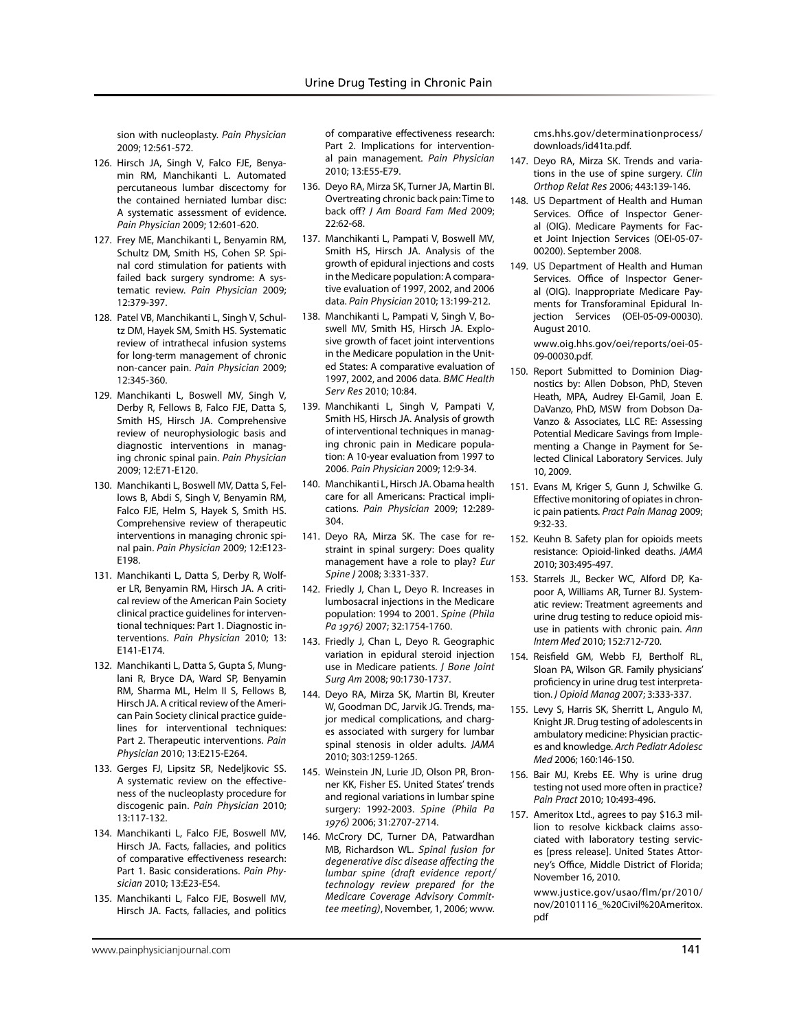sion with nucleoplasty. *Pain Physician* 2009; 12:561-572.

126. Hirsch JA, Singh V, Falco FJE, Benyamin RM, Manchikanti L. Automated percutaneous lumbar discectomy for the contained herniated lumbar disc: A systematic assessment of evidence. *Pain Physician* 2009; 12:601-620.
127. Frey ME, Manchikanti L, Benyamin RM, Schultz DM, Smith HS, Cohen SP. Spinal cord stimulation for patients with failed back surgery syndrome: A systematic review. *Pain Physician* 2009; 12:379-397.
128. Patel VB, Manchikanti L, Singh V, Schultz DM, Hayek SM, Smith HS. Systematic review of intrathecal infusion systems for long-term management of chronic non-cancer pain. *Pain Physician* 2009; 12:345-360.
129. Manchikanti L, Boswell MV, Singh V, Derby R, Fellows B, Falco FJE, Datta S, Smith HS, Hirsch JA. Comprehensive review of neurophysiologic basis and diagnostic interventions in managing chronic spinal pain. *Pain Physician* 2009; 12:E71-E120.
130. Manchikanti L, Boswell MV, Datta S, Fellows B, Abdi S, Singh V, Benyamin RM, Falco FJE, Helm S, Hayek S, Smith HS. Comprehensive review of therapeutic interventions in managing chronic spinal pain. *Pain Physician* 2009; 12:E123-E198.
131. Manchikanti L, Datta S, Derby R, Wolfer LR, Benyamin RM, Hirsch JA. A critical review of the American Pain Society clinical practice guidelines for interventional techniques: Part 1. Diagnostic interventions. *Pain Physician* 2010; 13: E141-E174.
132. Manchikanti L, Datta S, Gupta S, Munglani R, Bryce DA, Ward SP, Benyamin RM, Sharma ML, Helm II S, Fellows B, Hirsch JA. A critical review of the American Pain Society clinical practice guidelines for interventional techniques: Part 2. Therapeutic interventions. *Pain Physician* 2010; 13:E215-E264.
133. Gerges FJ, Lipsitz SR, Nedeljkovic SS. A systematic review on the effectiveness of the nucleoplasty procedure for discogenic pain. *Pain Physician* 2010; 13:117-132.
134. Manchikanti L, Falco FJE, Boswell MV, Hirsch JA. Facts, fallacies, and politics of comparative effectiveness research: Part 1. Basic considerations. *Pain Physician* 2010; 13:E23-E54.
135. Manchikanti L, Falco FJE, Boswell MV, Hirsch JA. Facts, fallacies, and politics of comparative effectiveness research: Part 2. Implications for interventional pain management. *Pain Physician* 2010; 13:E55-E79.
136. Deyo RA, Mirza SK, Turner JA, Martin BI. Overtreating chronic back pain: Time to back off? *J Am Board Fam Med* 2009; 22:62-68.
137. Manchikanti L, Pampati V, Boswell MV, Smith HS, Hirsch JA. Analysis of the growth of epidural injections and costs in the Medicare population: A comparative evaluation of 1997, 2002, and 2006 data. *Pain Physician* 2010; 13:199-212.
138. Manchikanti L, Pampati V, Singh V, Boswell MV, Smith HS, Hirsch JA. Explosive growth of facet joint interventions in the Medicare population in the United States: A comparative evaluation of 1997, 2002, and 2006 data. *BMC Health Serv Res* 2010; 10:84.
139. Manchikanti L, Singh V, Pampati V, Smith HS, Hirsch JA. Analysis of growth of interventional techniques in managing chronic pain in Medicare population: A 10-year evaluation from 1997 to 2006. *Pain Physician* 2009; 12:9-34.
140. Manchikanti L, Hirsch JA. Obama health care for all Americans: Practical implications. *Pain Physician* 2009; 12:289-304.
141. Deyo RA, Mirza SK. The case for restraint in spinal surgery: Does quality management have a role to play? *Eur Spine J* 2008; 3:331-337.
142. Friedly J, Chan L, Deyo R. Increases in lumbosacral injections in the Medicare population: 1994 to 2001. *Spine (Phila Pa 1976)* 2007; 32:1754-1760.
143. Friedly J, Chan L, Deyo R. Geographic variation in epidural steroid injection use in Medicare patients. *J Bone Joint Surg Am* 2008; 90:1730-1737.
144. Deyo RA, Mirza SK, Martin BI, Kreuter W, Goodman DC, Jarvik JG. Trends, major medical complications, and charges associated with surgery for lumbar spinal stenosis in older adults. *JAMA* 2010; 303:1259-1265.
145. Weinstein JN, Lurie JD, Olson PR, Bronner KK, Fisher ES. United States' trends and regional variations in lumbar spine surgery: 1992-2003. *Spine (Phila Pa 1976)* 2006; 31:2707-2714.
146. McCrory DC, Turner DA, Patwardhan MB, Richardson WL. *Spinal fusion for degenerative disc disease affecting the lumbar spine (draft evidence report/technology review prepared for the Medicare Coverage Advisory Committee meeting)*, November, 1, 2006; www.cms.hhs.gov/determinationprocess/downloads/id41ta.pdf.
147. Deyo RA, Mirza SK. Trends and variations in the use of spine surgery. *Clin Orthop Relat Res* 2006; 443:139-146.
148. US Department of Health and Human Services. Office of Inspector General (OIG). Medicare Payments for Facet Joint Injection Services (OEI-05-07-00200). September 2008.
149. US Department of Health and Human Services. Office of Inspector General (OIG). Inappropriate Medicare Payments for Transforaminal Epidural Injection Services (OEI-05-09-00030). August 2010.
     www.oig.hhs.gov/oei/reports/oei-05-09-00030.pdf.
150. Report Submitted to Dominion Diagnostics by: Allen Dobson, PhD, Steven Heath, MPA, Audrey El-Gamil, Joan E. DaVanzo, PhD, MSW from Dobson DaVanzo & Associates, LLC RE: Assessing Potential Medicare Savings from Implementing a Change in Payment for Selected Clinical Laboratory Services. July 10, 2009.
151. Evans M, Kriger S, Gunn J, Schwilke G. Effective monitoring of opiates in chronic pain patients. *Pract Pain Manag* 2009; 9:32-33.
152. Keuhn B. Safety plan for opioids meets resistance: Opioid-linked deaths. *JAMA* 2010; 303:495-497.
153. Starrels JL, Becker WC, Alford DP, Kapoor A, Williams AR, Turner BJ. Systematic review: Treatment agreements and urine drug testing to reduce opioid misuse in patients with chronic pain. *Ann Intern Med* 2010; 152:712-720.
154. Reisfield GM, Webb FJ, Bertholf RL, Sloan PA, Wilson GR. Family physicians' proficiency in urine drug test interpretation. *J Opioid Manag* 2007; 3:333-337.
155. Levy S, Harris SK, Sherritt L, Angulo M, Knight JR. Drug testing of adolescents in ambulatory medicine: Physician practices and knowledge. *Arch Pediatr Adolesc Med* 2006; 160:146-150.
156. Bair MJ, Krebs EE. Why is urine drug testing not used more often in practice? *Pain Pract* 2010; 10:493-496.
157. Ameritox Ltd., agrees to pay $16.3 million to resolve kickback claims associated with laboratory testing services [press release]. United States Attorney's Office, Middle District of Florida; November 16, 2010.
     www.justice.gov/usao/flm/pr/2010/nov/20101116_%20Civil%20Ameritox.pdf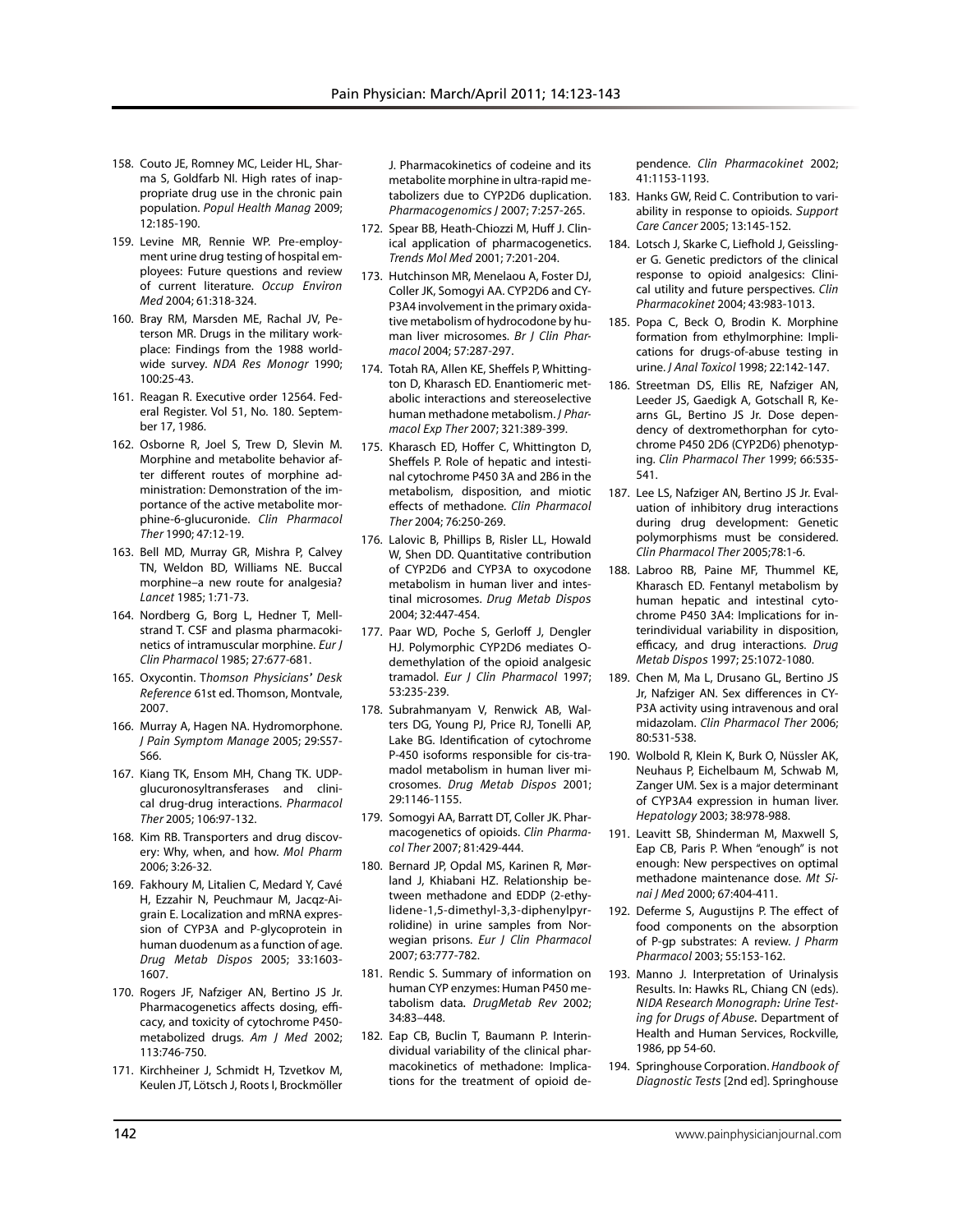158. Couto JE, Romney MC, Leider HL, Sharma S, Goldfarb NI. High rates of inappropriate drug use in the chronic pain population. *Popul Health Manag* 2009; 12:185-190.
159. Levine MR, Rennie WP. Pre-employment urine drug testing of hospital employees: Future questions and review of current literature. *Occup Environ Med* 2004; 61:318-324.
160. Bray RM, Marsden ME, Rachal JV, Peterson MR. Drugs in the military workplace: Findings from the 1988 worldwide survey. *NDA Res Monogr* 1990; 100:25-43.
161. Reagan R. Executive order 12564. Federal Register. Vol 51, No. 180. September 17, 1986.
162. Osborne R, Joel S, Trew D, Slevin M. Morphine and metabolite behavior after different routes of morphine administration: Demonstration of the importance of the active metabolite morphine-6-glucuronide. *Clin Pharmacol Ther* 1990; 47:12-19.
163. Bell MD, Murray GR, Mishra P, Calvey TN, Weldon BD, Williams NE. Buccal morphine–a new route for analgesia? *Lancet* 1985; 1:71-73.
164. Nordberg G, Borg L, Hedner T, Mellstrand T. CSF and plasma pharmacokinetics of intramuscular morphine. *Eur J Clin Pharmacol* 1985; 27:677-681.
165. Oxycontin. *Thomson Physicians' Desk Reference* 61st ed. Thomson, Montvale, 2007.
166. Murray A, Hagen NA. Hydromorphone. *J Pain Symptom Manage* 2005; 29:S57-S66.
167. Kiang TK, Ensom MH, Chang TK. UDP-glucuronosyltransferases and clinical drug-drug interactions. *Pharmacol Ther* 2005; 106:97-132.
168. Kim RB. Transporters and drug discovery: Why, when, and how. *Mol Pharm* 2006; 3:26-32.
169. Fakhoury M, Litalien C, Medard Y, Cavé H, Ezzahir N, Peuchmaur M, Jacqz-Aigrain E. Localization and mRNA expression of CYP3A and P-glycoprotein in human duodenum as a function of age. *Drug Metab Dispos* 2005; 33:1603-1607.
170. Rogers JF, Nafziger AN, Bertino JS Jr. Pharmacogenetics affects dosing, efficacy, and toxicity of cytochrome P450-metabolized drugs. *Am J Med* 2002; 113:746-750.
171. Kirchheiner J, Schmidt H, Tzvetkov M, Keulen JT, Lötsch J, Roots I, Brockmöller J. Pharmacokinetics of codeine and its metabolite morphine in ultra-rapid metabolizers due to CYP2D6 duplication. *Pharmacogenomics J* 2007; 7:257-265.
172. Spear BB, Heath-Chiozzi M, Huff J. Clinical application of pharmacogenetics. *Trends Mol Med* 2001; 7:201-204.
173. Hutchinson MR, Menelaou A, Foster DJ, Coller JK, Somogyi AA. CYP2D6 and CYP3A4 involvement in the primary oxidative metabolism of hydrocodone by human liver microsomes. *Br J Clin Pharmacol* 2004; 57:287-297.
174. Totah RA, Allen KE, Sheffels P, Whittington D, Kharasch ED. Enantiomeric metabolic interactions and stereoselective human methadone metabolism. *J Pharmacol Exp Ther* 2007; 321:389-399.
175. Kharasch ED, Hoffer C, Whittington D, Sheffels P. Role of hepatic and intestinal cytochrome P450 3A and 2B6 in the metabolism, disposition, and miotic effects of methadone. *Clin Pharmacol Ther* 2004; 76:250-269.
176. Lalovic B, Phillips B, Risler LL, Howald W, Shen DD. Quantitative contribution of CYP2D6 and CYP3A to oxycodone metabolism in human liver and intestinal microsomes. *Drug Metab Dispos* 2004; 32:447-454.
177. Paar WD, Poche S, Gerloff J, Dengler HJ. Polymorphic CYP2D6 mediates O-demethylation of the opioid analgesic tramadol. *Eur J Clin Pharmacol* 1997; 53:235-239.
178. Subrahmanyam V, Renwick AB, Walters DG, Young PJ, Price RJ, Tonelli AP, Lake BG. Identification of cytochrome P-450 isoforms responsible for cis-tramadol metabolism in human liver microsomes. *Drug Metab Dispos* 2001; 29:1146-1155.
179. Somogyi AA, Barratt DT, Coller JK. Pharmacogenetics of opioids. *Clin Pharmacol Ther* 2007; 81:429-444.
180. Bernard JP, Opdal MS, Karinen R, Mørland J, Khiabani HZ. Relationship between methadone and EDDP (2-ethylidene-1,5-dimethyl-3,3-diphenylpyrrolidine) in urine samples from Norwegian prisons. *Eur J Clin Pharmacol* 2007; 63:777-782.
181. Rendic S. Summary of information on human CYP enzymes: Human P450 metabolism data. *DrugMetab Rev* 2002; 34:83–448.
182. Eap CB, Buclin T, Baumann P. Interindividual variability of the clinical pharmacokinetics of methadone: Implications for the treatment of opioid dependence. *Clin Pharmacokinet* 2002; 41:1153-1193.
183. Hanks GW, Reid C. Contribution to variability in response to opioids. *Support Care Cancer* 2005; 13:145-152.
184. Lotsch J, Skarke C, Liefhold J, Geisslinger G. Genetic predictors of the clinical response to opioid analgesics: Clinical utility and future perspectives. *Clin Pharmacokinet* 2004; 43:983-1013.
185. Popa C, Beck O, Brodin K. Morphine formation from ethylmorphine: Implications for drugs-of-abuse testing in urine. *J Anal Toxicol* 1998; 22:142-147.
186. Streetman DS, Ellis RE, Nafziger AN, Leeder JS, Gaedigk A, Gotschall R, Kearns GL, Bertino JS Jr. Dose dependency of dextromethorphan for cytochrome P450 2D6 (CYP2D6) phenotyping. *Clin Pharmacol Ther* 1999; 66:535-541.
187. Lee LS, Nafziger AN, Bertino JS Jr. Evaluation of inhibitory drug interactions during drug development: Genetic polymorphisms must be considered. *Clin Pharmacol Ther* 2005;78:1-6.
188. Labroo RB, Paine MF, Thummel KE, Kharasch ED. Fentanyl metabolism by human hepatic and intestinal cytochrome P450 3A4: Implications for interindividual variability in disposition, efficacy, and drug interactions. *Drug Metab Dispos* 1997; 25:1072-1080.
189. Chen M, Ma L, Drusano GL, Bertino JS Jr, Nafziger AN. Sex differences in CYP3A activity using intravenous and oral midazolam. *Clin Pharmacol Ther* 2006; 80:531-538.
190. Wolbold R, Klein K, Burk O, Nüssler AK, Neuhaus P, Eichelbaum M, Schwab M, Zanger UM. Sex is a major determinant of CYP3A4 expression in human liver. *Hepatology* 2003; 38:978-988.
191. Leavitt SB, Shinderman M, Maxwell S, Eap CB, Paris P. When "enough" is not enough: New perspectives on optimal methadone maintenance dose. *Mt Sinai J Med* 2000; 67:404-411.
192. Deferme S, Augustijns P. The effect of food components on the absorption of P-gp substrates: A review. *J Pharm Pharmacol* 2003; 55:153-162.
193. Manno J. Interpretation of Urinalysis Results. In: Hawks RL, Chiang CN (eds). *NIDA Research Monograph: Urine Testing for Drugs of Abuse*. Department of Health and Human Services, Rockville, 1986, pp 54-60.
194. Springhouse Corporation. *Handbook of Diagnostic Tests* [2nd ed]. Springhouse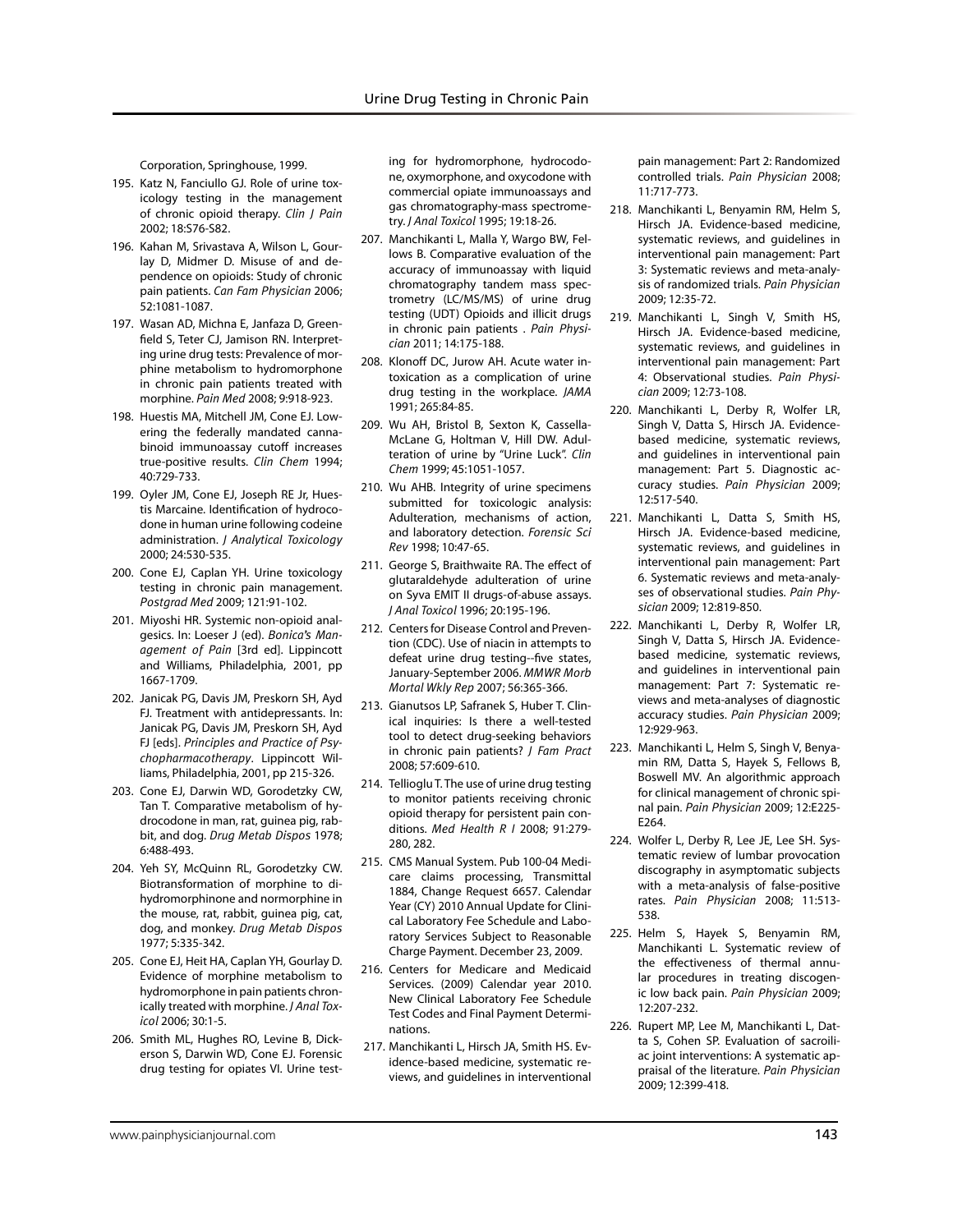Corporation, Springhouse, 1999.

195. Katz N, Fanciullo GJ. Role of urine toxicology testing in the management of chronic opioid therapy. *Clin J Pain* 2002; 18:S76-S82.

196. Kahan M, Srivastava A, Wilson L, Gourlay D, Midmer D. Misuse of and dependence on opioids: Study of chronic pain patients. *Can Fam Physician* 2006; 52:1081-1087.

197. Wasan AD, Michna E, Janfaza D, Greenfield S, Teter CJ, Jamison RN. Interpreting urine drug tests: Prevalence of morphine metabolism to hydromorphone in chronic pain patients treated with morphine. *Pain Med* 2008; 9:918-923.

198. Huestis MA, Mitchell JM, Cone EJ. Lowering the federally mandated cannabinoid immunoassay cutoff increases true-positive results. *Clin Chem* 1994; 40:729-733.

199. Oyler JM, Cone EJ, Joseph RE Jr, Huestis Marcaine. Identification of hydrocodone in human urine following codeine administration. *J Analytical Toxicology* 2000; 24:530-535.

200. Cone EJ, Caplan YH. Urine toxicology testing in chronic pain management. *Postgrad Med* 2009; 121:91-102.

201. Miyoshi HR. Systemic non-opioid analgesics. In: Loeser J (ed). *Bonica's Management of Pain* [3rd ed]. Lippincott and Williams, Philadelphia, 2001, pp 1667-1709.

202. Janicak PG, Davis JM, Preskorn SH, Ayd FJ. Treatment with antidepressants. In: Janicak PG, Davis JM, Preskorn SH, Ayd FJ [eds]. *Principles and Practice of Psychopharmacotherapy*. Lippincott Williams, Philadelphia, 2001, pp 215-326.

203. Cone EJ, Darwin WD, Gorodetzky CW, Tan T. Comparative metabolism of hydrocodone in man, rat, guinea pig, rabbit, and dog. *Drug Metab Dispos* 1978; 6:488-493.

204. Yeh SY, McQuinn RL, Gorodetzky CW. Biotransformation of morphine to dihydromorphinone and normorphine in the mouse, rat, rabbit, guinea pig, cat, dog, and monkey. *Drug Metab Dispos* 1977; 5:335-342.

205. Cone EJ, Heit HA, Caplan YH, Gourlay D. Evidence of morphine metabolism to hydromorphone in pain patients chronically treated with morphine. *J Anal Toxicol* 2006; 30:1-5.

206. Smith ML, Hughes RO, Levine B, Dickerson S, Darwin WD, Cone EJ. Forensic drug testing for opiates VI. Urine testing for hydromorphone, hydrocodone, oxymorphone, and oxycodone with commercial opiate immunoassays and gas chromatography-mass spectrometry. *J Anal Toxicol* 1995; 19:18-26.

207. Manchikanti L, Malla Y, Wargo BW, Fellows B. Comparative evaluation of the accuracy of immunoassay with liquid chromatography tandem mass spectrometry (LC/MS/MS) of urine drug testing (UDT) Opioids and illicit drugs in chronic pain patients . *Pain Physician* 2011; 14:175-188.

208. Klonoff DC, Jurow AH. Acute water intoxication as a complication of urine drug testing in the workplace. *JAMA* 1991; 265:84-85.

209. Wu AH, Bristol B, Sexton K, Cassella-McLane G, Holtman V, Hill DW. Adulteration of urine by "Urine Luck". *Clin Chem* 1999; 45:1051-1057.

210. Wu AHB. Integrity of urine specimens submitted for toxicologic analysis: Adulteration, mechanisms of action, and laboratory detection. *Forensic Sci Rev* 1998; 10:47-65.

211. George S, Braithwaite RA. The effect of glutaraldehyde adulteration of urine on Syva EMIT II drugs-of-abuse assays. *J Anal Toxicol* 1996; 20:195-196.

212. Centers for Disease Control and Prevention (CDC). Use of niacin in attempts to defeat urine drug testing--five states, January-September 2006. *MMWR Morb Mortal Wkly Rep* 2007; 56:365-366.

213. Gianutsos LP, Safranek S, Huber T. Clinical inquiries: Is there a well-tested tool to detect drug-seeking behaviors in chronic pain patients? *J Fam Pract* 2008; 57:609-610.

214. Tellioglu T. The use of urine drug testing to monitor patients receiving chronic opioid therapy for persistent pain conditions. *Med Health R I* 2008; 91:279-280, 282.

215. CMS Manual System. Pub 100-04 Medicare claims processing, Transmittal 1884, Change Request 6657. Calendar Year (CY) 2010 Annual Update for Clinical Laboratory Fee Schedule and Laboratory Services Subject to Reasonable Charge Payment. December 23, 2009.

216. Centers for Medicare and Medicaid Services. (2009) Calendar year 2010. New Clinical Laboratory Fee Schedule Test Codes and Final Payment Determinations.

217. Manchikanti L, Hirsch JA, Smith HS. Evidence-based medicine, systematic reviews, and guidelines in interventional pain management: Part 2: Randomized controlled trials. *Pain Physician* 2008; 11:717-773.

218. Manchikanti L, Benyamin RM, Helm S, Hirsch JA. Evidence-based medicine, systematic reviews, and guidelines in interventional pain management: Part 3: Systematic reviews and meta-analysis of randomized trials. *Pain Physician* 2009; 12:35-72.

219. Manchikanti L, Singh V, Smith HS, Hirsch JA. Evidence-based medicine, systematic reviews, and guidelines in interventional pain management: Part 4: Observational studies. *Pain Physician* 2009; 12:73-108.

220. Manchikanti L, Derby R, Wolfer LR, Singh V, Datta S, Hirsch JA. Evidence-based medicine, systematic reviews, and guidelines in interventional pain management: Part 5. Diagnostic accuracy studies. *Pain Physician* 2009; 12:517-540.

221. Manchikanti L, Datta S, Smith HS, Hirsch JA. Evidence-based medicine, systematic reviews, and guidelines in interventional pain management: Part 6. Systematic reviews and meta-analyses of observational studies. *Pain Physician* 2009; 12:819-850.

222. Manchikanti L, Derby R, Wolfer LR, Singh V, Datta S, Hirsch JA. Evidence-based medicine, systematic reviews, and guidelines in interventional pain management: Part 7: Systematic reviews and meta-analyses of diagnostic accuracy studies. *Pain Physician* 2009; 12:929-963.

223. Manchikanti L, Helm S, Singh V, Benyamin RM, Datta S, Hayek S, Fellows B, Boswell MV. An algorithmic approach for clinical management of chronic spinal pain. *Pain Physician* 2009; 12:E225-E264.

224. Wolfer L, Derby R, Lee JE, Lee SH. Systematic review of lumbar provocation discography in asymptomatic subjects with a meta-analysis of false-positive rates. *Pain Physician* 2008; 11:513-538.

225. Helm S, Hayek S, Benyamin RM, Manchikanti L. Systematic review of the effectiveness of thermal annular procedures in treating discogenic low back pain. *Pain Physician* 2009; 12:207-232.

226. Rupert MP, Lee M, Manchikanti L, Datta S, Cohen SP. Evaluation of sacroiliac joint interventions: A systematic appraisal of the literature. *Pain Physician* 2009; 12:399-418.